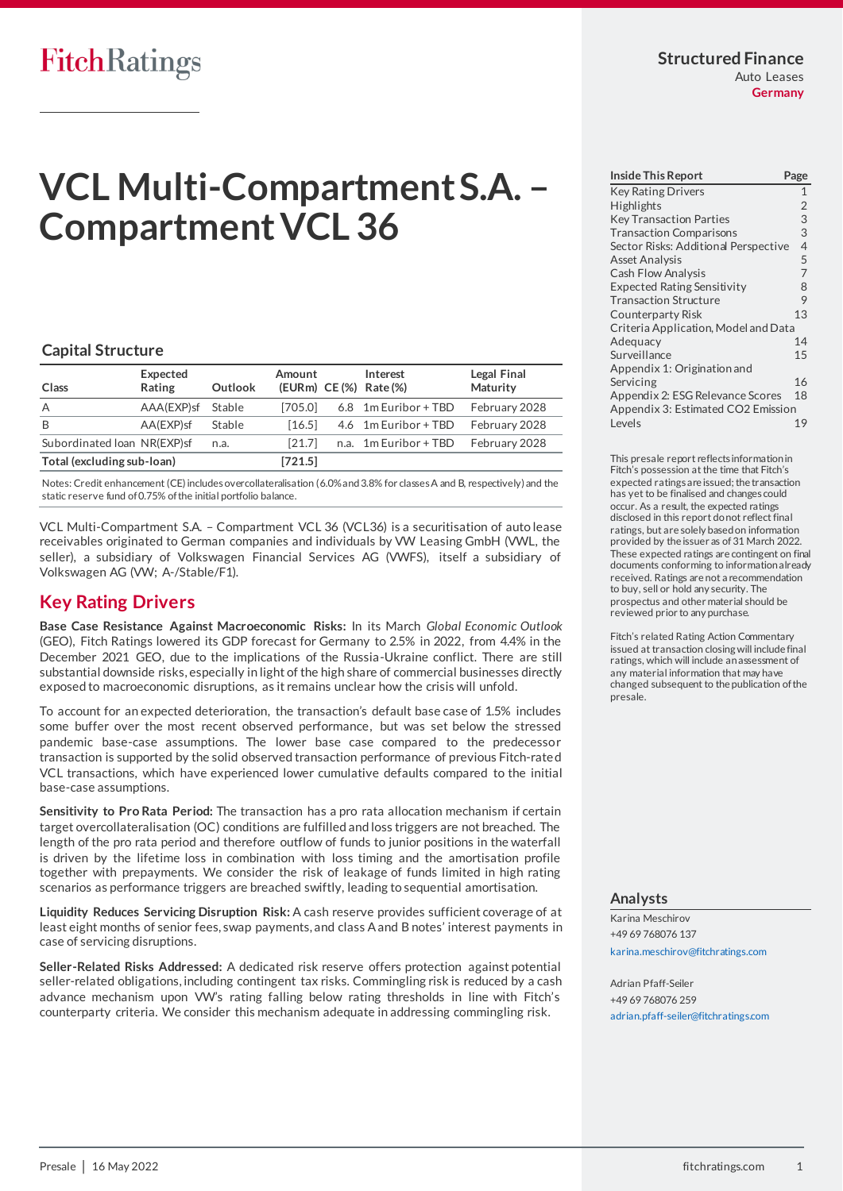Fitch Ratings

**Structured Finance**
Auto Leases
**Germany**

# VCL Multi-Compartment S.A. – Compartment VCL 36

## Capital Structure

| Class | Expected Rating | Outlook | Amount (EURm) | CE (%) | Interest Rate (%) | Legal Final Maturity |
|---|---|---|---|---|---|---|
| A | AAA(EXP)sf | Stable | [705.0] | 6.8 | 1m Euribor + TBD | February 2028 |
| B | AA(EXP)sf | Stable | [16.5] | 4.6 | 1m Euribor + TBD | February 2028 |
| Subordinated loan | NR(EXP)sf | n.a. | [21.7] | n.a. | 1m Euribor + TBD | February 2028 |
| **Total (excluding sub-loan)** | | | **[721.5]** | | | |

Notes: Credit enhancement (CE) includes overcollateralisation (6.0% and 3.8% for classes A and B, respectively) and the static reserve fund of 0.75% of the initial portfolio balance.

VCL Multi-Compartment S.A. – Compartment VCL 36 (VCL36) is a securitisation of auto lease receivables originated to German companies and individuals by VW Leasing GmbH (VWL, the seller), a subsidiary of Volkswagen Financial Services AG (VWFS), itself a subsidiary of Volkswagen AG (VW; A-/Stable/F1).

## Key Rating Drivers

**Base Case Resistance Against Macroeconomic Risks:** In its March *Global Economic Outlook* (GEO), Fitch Ratings lowered its GDP forecast for Germany to 2.5% in 2022, from 4.4% in the December 2021 GEO, due to the implications of the Russia-Ukraine conflict. There are still substantial downside risks, especially in light of the high share of commercial businesses directly exposed to macroeconomic disruptions, as it remains unclear how the crisis will unfold.

To account for an expected deterioration, the transaction's default base case of 1.5% includes some buffer over the most recent observed performance, but was set below the stressed pandemic base-case assumptions. The lower base case compared to the predecessor transaction is supported by the solid observed transaction performance of previous Fitch-rated VCL transactions, which have experienced lower cumulative defaults compared to the initial base-case assumptions.

**Sensitivity to Pro Rata Period:** The transaction has a pro rata allocation mechanism if certain target overcollateralisation (OC) conditions are fulfilled and loss triggers are not breached. The length of the pro rata period and therefore outflow of funds to junior positions in the waterfall is driven by the lifetime loss in combination with loss timing and the amortisation profile together with prepayments. We consider the risk of leakage of funds limited in high rating scenarios as performance triggers are breached swiftly, leading to sequential amortisation.

**Liquidity Reduces Servicing Disruption Risk:** A cash reserve provides sufficient coverage of at least eight months of senior fees, swap payments, and class A and B notes' interest payments in case of servicing disruptions.

**Seller-Related Risks Addressed:** A dedicated risk reserve offers protection against potential seller-related obligations, including contingent tax risks. Commingling risk is reduced by a cash advance mechanism upon VW's rating falling below rating thresholds in line with Fitch's counterparty criteria. We consider this mechanism adequate in addressing commingling risk.

| Inside This Report | Page |
|---|---|
| Key Rating Drivers | 1 |
| Highlights | 2 |
| Key Transaction Parties | 3 |
| Transaction Comparisons | 3 |
| Sector Risks: Additional Perspective | 4 |
| Asset Analysis | 5 |
| Cash Flow Analysis | 7 |
| Expected Rating Sensitivity | 8 |
| Transaction Structure | 9 |
| Counterparty Risk | 13 |
| Criteria Application, Model and Data Adequacy | 14 |
| Surveillance | 15 |
| Appendix 1: Origination and Servicing | 16 |
| Appendix 2: ESG Relevance Scores | 18 |
| Appendix 3: Estimated CO2 Emission Levels | 19 |

This presale report reflects information in Fitch's possession at the time that Fitch's expected ratings are issued; the transaction has yet to be finalised and changes could occur. As a result, the expected ratings disclosed in this report do not reflect final ratings, but are solely based on information provided by the issuer as of 31 March 2022. These expected ratings are contingent on final documents conforming to information already received. Ratings are not a recommendation to buy, sell or hold any security. The prospectus and other material should be reviewed prior to any purchase.

Fitch's related Rating Action Commentary issued at transaction closing will include final ratings, which will include an assessment of any material information that may have changed subsequent to the publication of the presale.

## Analysts

Karina Meschirov
+49 69 768076 137
karina.meschirov@fitchratings.com

Adrian Pfaff-Seiler
+49 69 768076 259
adrian.pfaff-seiler@fitchratings.com

Presale | 16 May 2022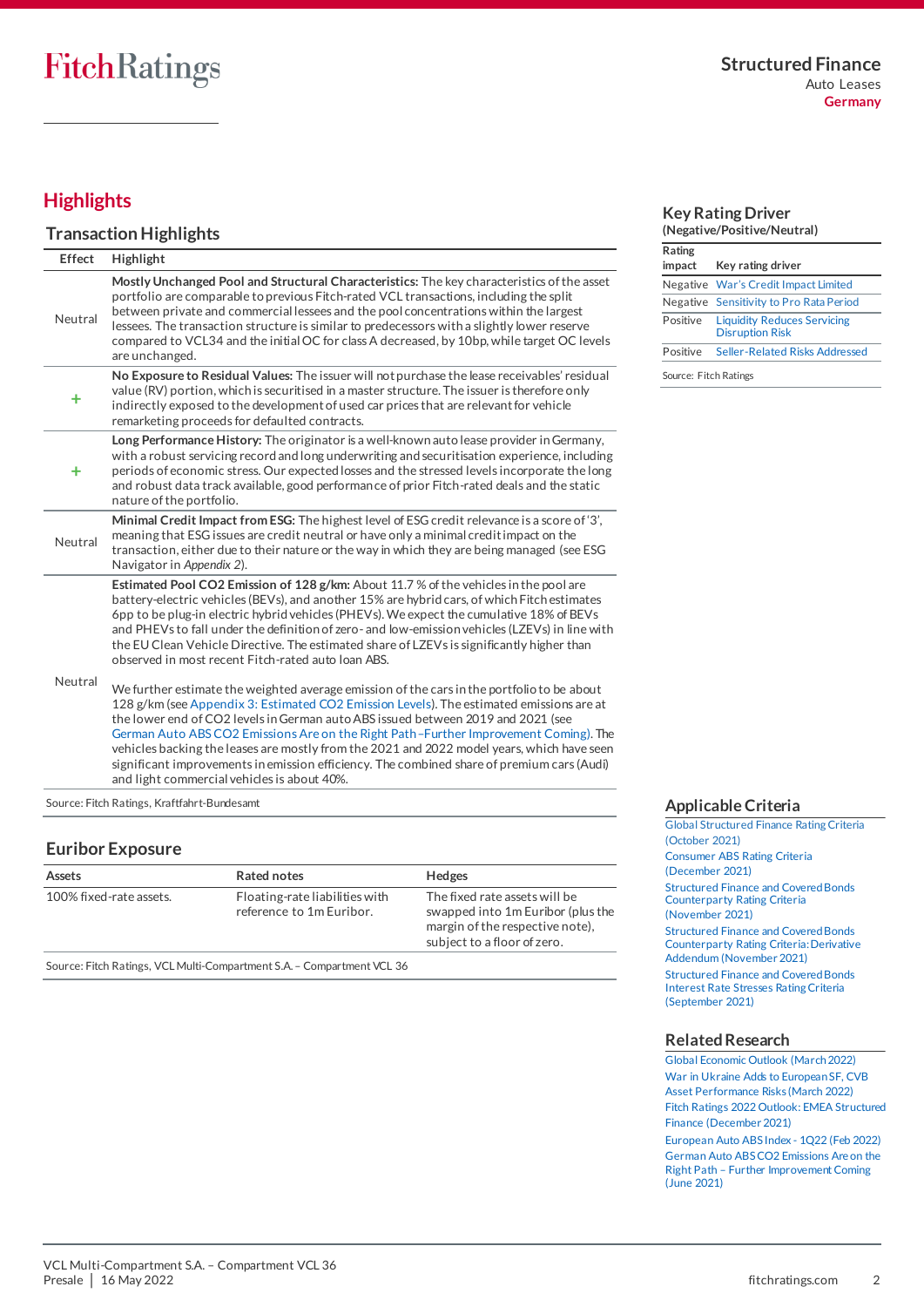# Highlights

## Transaction Highlights

| Effect | Highlight |
|---|---|
| Neutral | **Mostly Unchanged Pool and Structural Characteristics:** The key characteristics of the asset portfolio are comparable to previous Fitch-rated VCL transactions, including the split between private and commercial lessees and the pool concentrations within the largest lessees. The transaction structure is similar to predecessors with a slightly lower reserve compared to VCL34 and the initial OC for class A decreased, by 10bp, while target OC levels are unchanged. |
| + | **No Exposure to Residual Values:** The issuer will not purchase the lease receivables' residual value (RV) portion, which is securitised in a master structure. The issuer is therefore only indirectly exposed to the development of used car prices that are relevant for vehicle remarketing proceeds for defaulted contracts. |
| + | **Long Performance History:** The originator is a well-known auto lease provider in Germany, with a robust servicing record and long underwriting and securitisation experience, including periods of economic stress. Our expected losses and the stressed levels incorporate the long and robust data track available, good performance of prior Fitch-rated deals and the static nature of the portfolio. |
| Neutral | **Minimal Credit Impact from ESG:** The highest level of ESG credit relevance is a score of '3', meaning that ESG issues are credit neutral or have only a minimal credit impact on the transaction, either due to their nature or the way in which they are being managed (see ESG Navigator in *Appendix 2*). |
| Neutral | **Estimated Pool $CO_2$ Emission of 128 g/km:** About 11.7 % of the vehicles in the pool are battery-electric vehicles (BEVs), and another 15% are hybrid cars, of which Fitch estimates 6pp to be plug-in electric hybrid vehicles (PHEVs). We expect the cumulative 18% of BEVs and PHEVs to fall under the definition of zero- and low-emission vehicles (LZEVs) in line with the EU Clean Vehicle Directive. The estimated share of LZEVs is significantly higher than observed in most recent Fitch-rated auto loan ABS.<br><br>We further estimate the weighted average emission of the cars in the portfolio to be about 128 g/km (see Appendix 3: Estimated $CO_2$ Emission Levels). The estimated emissions are at the lower end of $CO_2$ levels in German auto ABS issued between 2019 and 2021 (see German Auto ABS $CO_2$ Emissions Are on the Right Path –Further Improvement Coming). The vehicles backing the leases are mostly from the 2021 and 2022 model years, which have seen significant improvements in emission efficiency. The combined share of premium cars (Audi) and light commercial vehicles is about 40%. |

Source: Fitch Ratings, Kraftfahrt-Bundesamt

## Euribor Exposure

| Assets | Rated notes | Hedges |
|---|---|---|
| 100% fixed-rate assets. | Floating-rate liabilities with reference to 1m Euribor. | The fixed rate assets will be swapped into 1m Euribor (plus the margin of the respective note), subject to a floor of zero. |

Source: Fitch Ratings, VCL Multi-Compartment S.A. – Compartment VCL 36

## Key Rating Driver

**(Negative/Positive/Neutral)**

| Rating impact | Key rating driver |
|---|---|
| Negative | War's Credit Impact Limited |
| Negative | Sensitivity to Pro Rata Period |
| Positive | Liquidity Reduces Servicing Disruption Risk |
| Positive | Seller-Related Risks Addressed |

Source: Fitch Ratings

## Applicable Criteria

- Global Structured Finance Rating Criteria (October 2021)
- Consumer ABS Rating Criteria (December 2021)
- Structured Finance and Covered Bonds Counterparty Rating Criteria (November 2021)
- Structured Finance and Covered Bonds Counterparty Rating Criteria: Derivative Addendum (November 2021)
- Structured Finance and Covered Bonds Interest Rate Stresses Rating Criteria (September 2021)

## Related Research

- Global Economic Outlook (March 2022)
- War in Ukraine Adds to European SF, CVB Asset Performance Risks (March 2022)
- Fitch Ratings 2022 Outlook: EMEA Structured Finance (December 2021)
- European Auto ABS Index - 1Q22 (Feb 2022)
- German Auto ABS $CO_2$ Emissions Are on the Right Path – Further Improvement Coming (June 2021)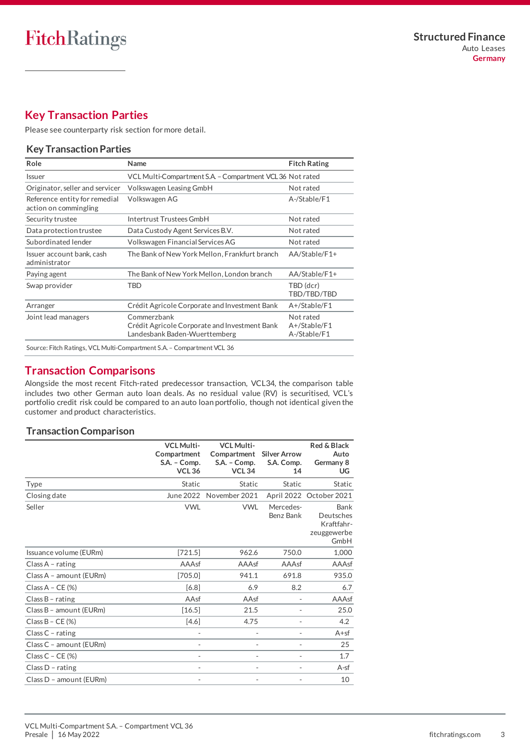## Key Transaction Parties

Please see counterparty risk section for more detail.

### Key Transaction Parties

| Role | Name | Fitch Rating |
|---|---|---|
| Issuer | VCL Multi-Compartment S.A. – Compartment VCL 36 | Not rated |
| Originator, seller and servicer | Volkswagen Leasing GmbH | Not rated |
| Reference entity for remedial action on commingling | Volkswagen AG | A-/Stable/F1 |
| Security trustee | Intertrust Trustees GmbH | Not rated |
| Data protection trustee | Data Custody Agent Services B.V. | Not rated |
| Subordinated lender | Volkswagen Financial Services AG | Not rated |
| Issuer account bank, cash administrator | The Bank of New York Mellon, Frankfurt branch | AA/Stable/F1+ |
| Paying agent | The Bank of New York Mellon, London branch | AA/Stable/F1+ |
| Swap provider | TBD | TBD (dcr) TBD/TBD/TBD |
| Arranger | Crédit Agricole Corporate and Investment Bank | A+/Stable/F1 |
| Joint lead managers | Commerzbank<br>Crédit Agricole Corporate and Investment Bank<br>Landesbank Baden-Wuerttemberg | Not rated<br>A+/Stable/F1<br>A-/Stable/F1 |

Source: Fitch Ratings, VCL Multi-Compartment S.A. – Compartment VCL 36

## Transaction Comparisons

Alongside the most recent Fitch-rated predecessor transaction, VCL34, the comparison table includes two other German auto loan deals. As no residual value (RV) is securitised, VCL's portfolio credit risk could be compared to an auto loan portfolio, though not identical given the customer and product characteristics.

### Transaction Comparison

| | VCL Multi-Compartment S.A. – Comp. VCL 36 | VCL Multi-Compartment S.A. – Comp. VCL 34 | Silver Arrow S.A. Comp. 14 | Red & Black Auto Germany 8 UG |
|---|---|---|---|---|
| Type | Static | Static | Static | Static |
| Closing date | June 2022 | November 2021 | April 2022 | October 2021 |
| Seller | VWL | VWL | Mercedes-Benz Bank | Bank Deutsches Kraftfahr-zeuggewerbe GmbH |
| Issuance volume (EURm) | [721.5] | 962.6 | 750.0 | 1,000 |
| Class A – rating | AAAsf | AAAsf | AAAsf | AAAsf |
| Class A – amount (EURm) | [705.0] | 941.1 | 691.8 | 935.0 |
| Class A – CE (%) | [6.8] | 6.9 | 8.2 | 6.7 |
| Class B – rating | AAsf | AAsf | - | AAAsf |
| Class B – amount (EURm) | [16.5] | 21.5 | - | 25.0 |
| Class B – CE (%) | [4.6] | 4.75 | - | 4.2 |
| Class C – rating | - | - | - | A+sf |
| Class C – amount (EURm) | - | - | - | 25 |
| Class C – CE (%) | - | - | - | 1.7 |
| Class D – rating | - | - | - | A-sf |
| Class D – amount (EURm) | - | - | - | 10 |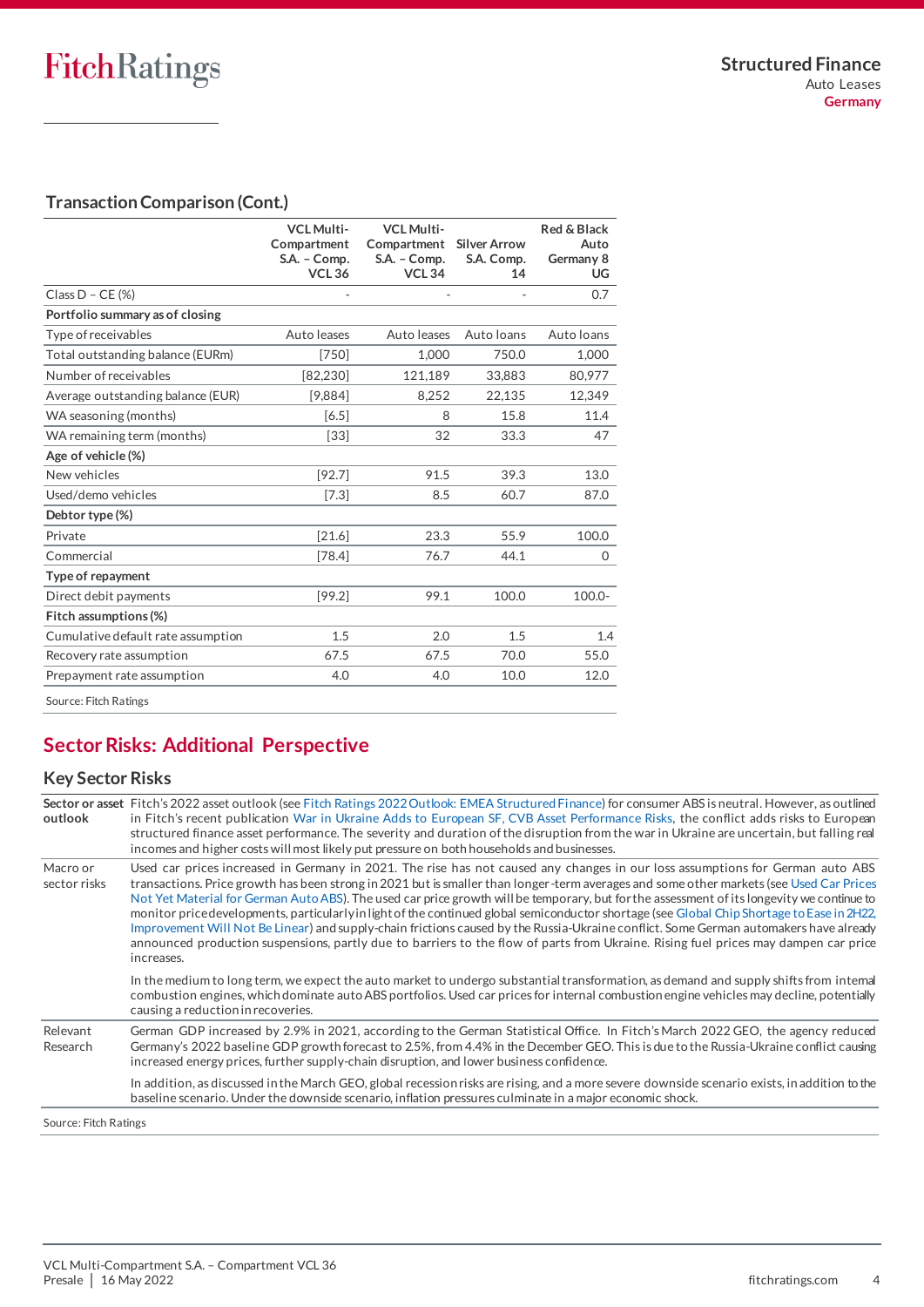### Transaction Comparison (Cont.)

| | VCL Multi-Compartment S.A. – Comp. VCL 36 | VCL Multi-Compartment S.A. – Comp. VCL 34 | Silver Arrow S.A. Comp. 14 | Red & Black Auto Germany 8 UG |
|---|---|---|---|---|
| Class D – CE (%) | - | - | - | 0.7 |
| **Portfolio summary as of closing** | | | | |
| Type of receivables | Auto leases | Auto leases | Auto loans | Auto loans |
| Total outstanding balance (EURm) | [750] | 1,000 | 750.0 | 1,000 |
| Number of receivables | [82,230] | 121,189 | 33,883 | 80,977 |
| Average outstanding balance (EUR) | [9,884] | 8,252 | 22,135 | 12,349 |
| WA seasoning (months) | [6.5] | 8 | 15.8 | 11.4 |
| WA remaining term (months) | [33] | 32 | 33.3 | 47 |
| **Age of vehicle (%)** | | | | |
| New vehicles | [92.7] | 91.5 | 39.3 | 13.0 |
| Used/demo vehicles | [7.3] | 8.5 | 60.7 | 87.0 |
| **Debtor type (%)** | | | | |
| Private | [21.6] | 23.3 | 55.9 | 100.0 |
| Commercial | [78.4] | 76.7 | 44.1 | 0 |
| **Type of repayment** | | | | |
| Direct debit payments | [99.2] | 99.1 | 100.0 | 100.0- |
| **Fitch assumptions (%)** | | | | |
| Cumulative default rate assumption | 1.5 | 2.0 | 1.5 | 1.4 |
| Recovery rate assumption | 67.5 | 67.5 | 70.0 | 55.0 |
| Prepayment rate assumption | 4.0 | 4.0 | 10.0 | 12.0 |

Source: Fitch Ratings

## Sector Risks: Additional Perspective

### Key Sector Risks

| | |
|---|---|
| **Sector or asset outlook** | Fitch's 2022 asset outlook (see Fitch Ratings 2022 Outlook: EMEA Structured Finance) for consumer ABS is neutral. However, as outlined in Fitch's recent publication War in Ukraine Adds to European SF, CVB Asset Performance Risks, the conflict adds risks to European structured finance asset performance. The severity and duration of the disruption from the war in Ukraine are uncertain, but falling real incomes and higher costs will most likely put pressure on both households and businesses. |
| Macro or sector risks | Used car prices increased in Germany in 2021. The rise has not caused any changes in our loss assumptions for German auto ABS transactions. Price growth has been strong in 2021 but is smaller than longer-term averages and some other markets (see Used Car Prices Not Yet Material for German Auto ABS). The used car price growth will be temporary, but for the assessment of its longevity we continue to monitor price developments, particularly in light of the continued global semiconductor shortage (see Global Chip Shortage to Ease in 2H22, Improvement Will Not Be Linear) and supply-chain frictions caused by the Russia-Ukraine conflict. Some German automakers have already announced production suspensions, partly due to barriers to the flow of parts from Ukraine. Rising fuel prices may dampen car price increases. <br><br> In the medium to long term, we expect the auto market to undergo substantial transformation, as demand and supply shifts from internal combustion engines, which dominate auto ABS portfolios. Used car prices for internal combustion engine vehicles may decline, potentially causing a reduction in recoveries. |
| Relevant Research | German GDP increased by 2.9% in 2021, according to the German Statistical Office. In Fitch's March 2022 GEO, the agency reduced Germany's 2022 baseline GDP growth forecast to 2.5%, from 4.4% in the December GEO. This is due to the Russia-Ukraine conflict causing increased energy prices, further supply-chain disruption, and lower business confidence. <br><br> In addition, as discussed in the March GEO, global recession risks are rising, and a more severe downside scenario exists, in addition to the baseline scenario. Under the downside scenario, inflation pressures culminate in a major economic shock. |

Source: Fitch Ratings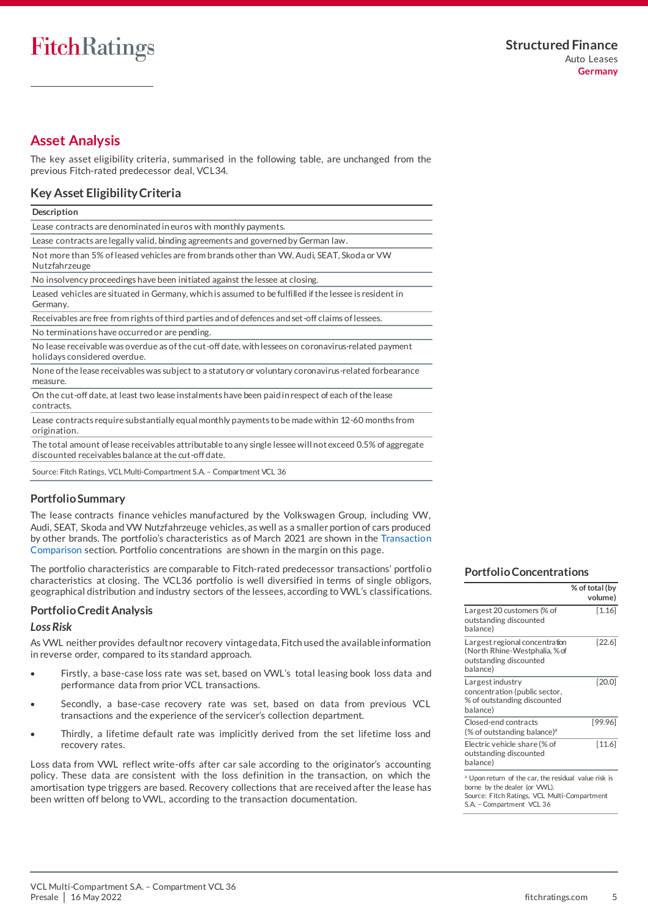## Asset Analysis

The key asset eligibility criteria, summarised in the following table, are unchanged from the previous Fitch-rated predecessor deal, VCL34.

### Key Asset Eligibility Criteria

| Description |
|---|
| Lease contracts are denominated in euros with monthly payments. |
| Lease contracts are legally valid, binding agreements and governed by German law. |
| Not more than 5% of leased vehicles are from brands other than VW, Audi, SEAT, Skoda or VW Nutzfahrzeuge |
| No insolvency proceedings have been initiated against the lessee at closing. |
| Leased vehicles are situated in Germany, which is assumed to be fulfilled if the lessee is resident in Germany. |
| Receivables are free from rights of third parties and of defences and set-off claims of lessees. |
| No terminations have occurred or are pending. |
| No lease receivable was overdue as of the cut-off date, with lessees on coronavirus-related payment holidays considered overdue. |
| None of the lease receivables was subject to a statutory or voluntary coronavirus-related forbearance measure. |
| On the cut-off date, at least two lease instalments have been paid in respect of each of the lease contracts. |
| Lease contracts require substantially equal monthly payments to be made within 12-60 months from origination. |
| The total amount of lease receivables attributable to any single lessee will not exceed 0.5% of aggregate discounted receivables balance at the cut-off date. |

Source: Fitch Ratings, VCL Multi-Compartment S.A. – Compartment VCL 36

### Portfolio Summary

The lease contracts finance vehicles manufactured by the Volkswagen Group, including VW, Audi, SEAT, Skoda and VW Nutzfahrzeuge vehicles, as well as a smaller portion of cars produced by other brands. The portfolio's characteristics as of March 2021 are shown in the Transaction Comparison section. Portfolio concentrations are shown in the margin on this page.

The portfolio characteristics are comparable to Fitch-rated predecessor transactions' portfolio characteristics at closing. The VCL36 portfolio is well diversified in terms of single obligors, geographical distribution and industry sectors of the lessees, according to VWL's classifications.

### Portfolio Credit Analysis

#### *Loss Risk*

As VWL neither provides default nor recovery vintage data, Fitch used the available information in reverse order, compared to its standard approach.

- Firstly, a base-case loss rate was set, based on VWL's total leasing book loss data and performance data from prior VCL transactions.
- Secondly, a base-case recovery rate was set, based on data from previous VCL transactions and the experience of the servicer's collection department.
- Thirdly, a lifetime default rate was implicitly derived from the set lifetime loss and recovery rates.

Loss data from VWL reflect write-offs after car sale according to the originator's accounting policy. These data are consistent with the loss definition in the transaction, on which the amortisation type triggers are based. Recovery collections that are received after the lease has been written off belong to VWL, according to the transaction documentation.

### Portfolio Concentrations

| | % of total (by volume) |
|---|---|
| Largest 20 customers (% of outstanding discounted balance) | [1.16] |
| Largest regional concentration (North Rhine-Westphalia, % of outstanding discounted balance) | [22.6] |
| Largest industry concentration (public sector, % of outstanding discounted balance) | [20.0] |
| Closed-end contracts (% of outstanding balance)[a] | [99.96] |
| Electric vehicle share (% of outstanding discounted balance) | [11.6] |

[a] Upon return of the car, the residual value risk is borne by the dealer (or VWL).
Source: Fitch Ratings, VCL Multi-Compartment S.A. – Compartment VCL 36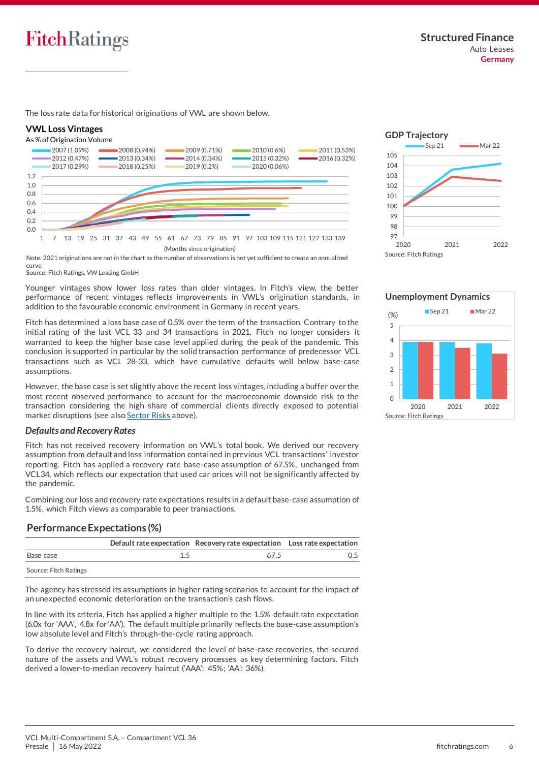The loss rate data for historical originations of VWL are shown below.

**VWL Loss Vintages**

As % of Origination Volume

Note: 2021 originations are not in the chart as the number of observations is not yet sufficient to create an annualized curve
Source: Fitch Ratings, VW Leasing GmbH

Younger vintages show lower loss rates than older vintages. In Fitch's view, the better performance of recent vintages reflects improvements in VWL's origination standards, in addition to the favourable economic environment in Germany in recent years.

Fitch has determined a loss base case of 0.5% over the term of the transaction. Contrary to the initial rating of the last VCL 33 and 34 transactions in 2021, Fitch no longer considers it warranted to keep the higher base case level applied during the peak of the pandemic. This conclusion is supported in particular by the solid transaction performance of predecessor VCL transactions such as VCL 28-33, which have cumulative defaults well below base-case assumptions.

However, the base case is set slightly above the recent loss vintages, including a buffer over the most recent observed performance to account for the macroeconomic downside risk to the transaction considering the high share of commercial clients directly exposed to potential market disruptions (see also Sector Risks above).

### *Defaults and Recovery Rates*

Fitch has not received recovery information on VWL's total book. We derived our recovery assumption from default and loss information contained in previous VCL transactions' investor reporting. Fitch has applied a recovery rate base-case assumption of 67.5%, unchanged from VCL34, which reflects our expectation that used car prices will not be significantly affected by the pandemic.

Combining our loss and recovery rate expectations results in a default base-case assumption of 1.5%, which Fitch views as comparable to peer transactions.

**Performance Expectations (%)**

| | Default rate expectation | Recovery rate expectation | Loss rate expectation |
|---|---|---|---|
| Base case | 1.5 | 67.5 | 0.5 |

Source: Fitch Ratings

The agency has stressed its assumptions in higher rating scenarios to account for the impact of an unexpected economic deterioration on the transaction's cash flows.

In line with its criteria, Fitch has applied a higher multiple to the 1.5% default rate expectation (6.0x for 'AAA', 4.8x for 'AA'). The default multiple primarily reflects the base-case assumption's low absolute level and Fitch's through-the-cycle rating approach.

To derive the recovery haircut, we considered the level of base-case recoveries, the secured nature of the assets and VWL's robust recovery processes as key determining factors. Fitch derived a lower-to-median recovery haircut ('AAA': 45%; 'AA': 36%).

**GDP Trajectory**

Source: Fitch Ratings

**Unemployment Dynamics**

Source: Fitch Ratings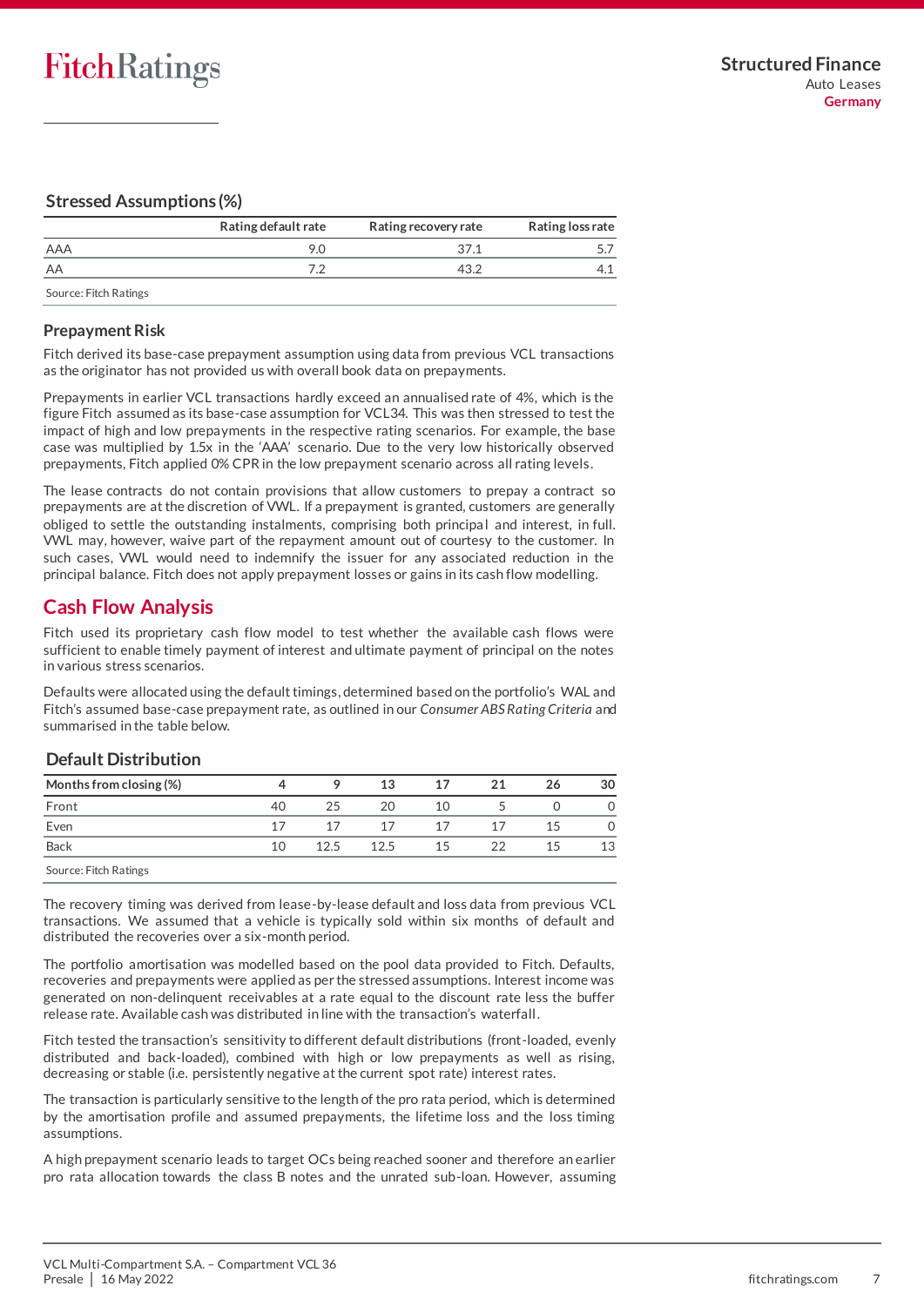### Stressed Assumptions (%)

| | Rating default rate | Rating recovery rate | Rating loss rate |
|---|---|---|---|
| AAA | 9.0 | 37.1 | 5.7 |
| AA | 7.2 | 43.2 | 4.1 |

Source: Fitch Ratings

### Prepayment Risk

Fitch derived its base-case prepayment assumption using data from previous VCL transactions as the originator has not provided us with overall book data on prepayments.

Prepayments in earlier VCL transactions hardly exceed an annualised rate of 4%, which is the figure Fitch assumed as its base-case assumption for VCL34. This was then stressed to test the impact of high and low prepayments in the respective rating scenarios. For example, the base case was multiplied by 1.5x in the 'AAA' scenario. Due to the very low historically observed prepayments, Fitch applied 0% CPR in the low prepayment scenario across all rating levels.

The lease contracts do not contain provisions that allow customers to prepay a contract so prepayments are at the discretion of VWL. If a prepayment is granted, customers are generally obliged to settle the outstanding instalments, comprising both principal and interest, in full. VWL may, however, waive part of the repayment amount out of courtesy to the customer. In such cases, VWL would need to indemnify the issuer for any associated reduction in the principal balance. Fitch does not apply prepayment losses or gains in its cash flow modelling.

## Cash Flow Analysis

Fitch used its proprietary cash flow model to test whether the available cash flows were sufficient to enable timely payment of interest and ultimate payment of principal on the notes in various stress scenarios.

Defaults were allocated using the default timings, determined based on the portfolio's WAL and Fitch's assumed base-case prepayment rate, as outlined in our *Consumer ABS Rating Criteria* and summarised in the table below.

### Default Distribution

| Months from closing (%) | 4 | 9 | 13 | 17 | 21 | 26 | 30 |
|---|---|---|---|---|---|---|---|
| Front | 40 | 25 | 20 | 10 | 5 | 0 | 0 |
| Even | 17 | 17 | 17 | 17 | 17 | 15 | 0 |
| Back | 10 | 12.5 | 12.5 | 15 | 22 | 15 | 13 |

Source: Fitch Ratings

The recovery timing was derived from lease-by-lease default and loss data from previous VCL transactions. We assumed that a vehicle is typically sold within six months of default and distributed the recoveries over a six-month period.

The portfolio amortisation was modelled based on the pool data provided to Fitch. Defaults, recoveries and prepayments were applied as per the stressed assumptions. Interest income was generated on non-delinquent receivables at a rate equal to the discount rate less the buffer release rate. Available cash was distributed in line with the transaction's waterfall.

Fitch tested the transaction's sensitivity to different default distributions (front-loaded, evenly distributed and back-loaded), combined with high or low prepayments as well as rising, decreasing or stable (i.e. persistently negative at the current spot rate) interest rates.

The transaction is particularly sensitive to the length of the pro rata period, which is determined by the amortisation profile and assumed prepayments, the lifetime loss and the loss timing assumptions.

A high prepayment scenario leads to target OCs being reached sooner and therefore an earlier pro rata allocation towards the class B notes and the unrated sub-loan. However, assuming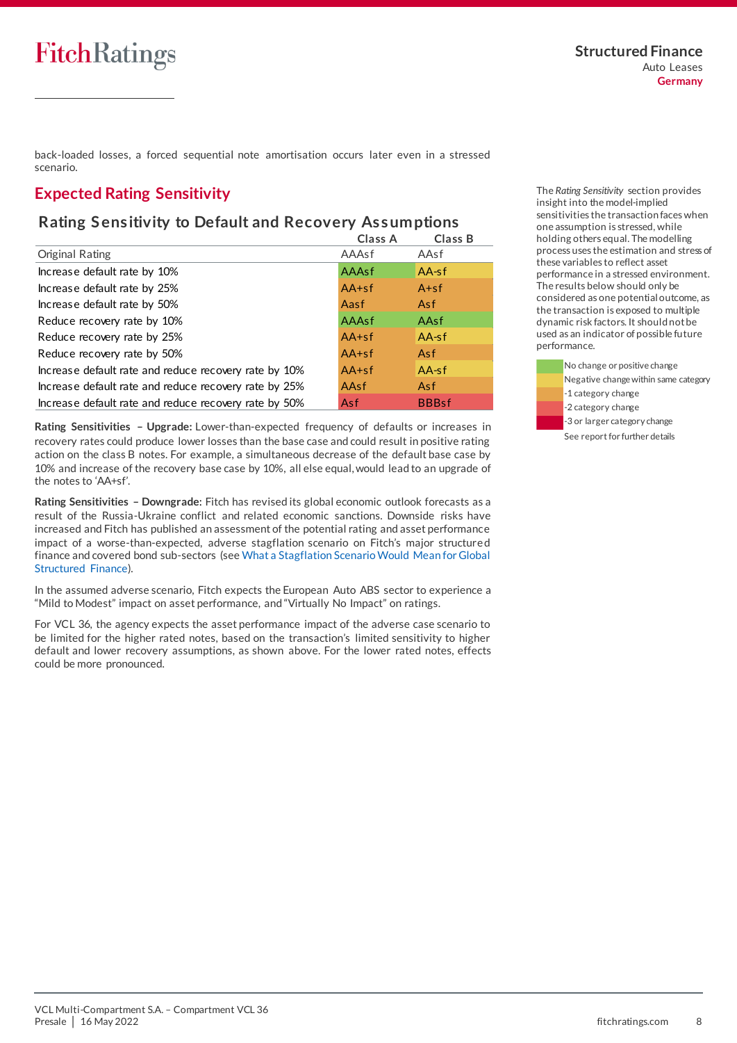back-loaded losses, a forced sequential note amortisation occurs later even in a stressed scenario.

## Expected Rating Sensitivity

### Rating Sensitivity to Default and Recovery Assumptions

| | Class A | Class B |
|---|---|---|
| Original Rating | AAAsf | AAsf |
| Increase default rate by 10% | AAAsf | AA-sf |
| Increase default rate by 25% | AA+sf | A+sf |
| Increase default rate by 50% | Aasf | Asf |
| Reduce recovery rate by 10% | AAAsf | AAsf |
| Reduce recovery rate by 25% | AA+sf | AA-sf |
| Reduce recovery rate by 50% | AA+sf | Asf |
| Increase default rate and reduce recovery rate by 10% | AA+sf | AA-sf |
| Increase default rate and reduce recovery rate by 25% | AAsf | Asf |
| Increase default rate and reduce recovery rate by 50% | Asf | BBBsf |

The *Rating Sensitivity* section provides insight into the model-implied sensitivities the transaction faces when one assumption is stressed, while holding others equal. The modelling process uses the estimation and stress of these variables to reflect asset performance in a stressed environment. The results below should only be considered as one potential outcome, as the transaction is exposed to multiple dynamic risk factors. It should not be used as an indicator of possible future performance.

- No change or positive change
- Negative change within same category
- -1 category change
- -2 category change
- -3 or larger category change

See report for further details

**Rating Sensitivities – Upgrade:** Lower-than-expected frequency of defaults or increases in recovery rates could produce lower losses than the base case and could result in positive rating action on the class B notes. For example, a simultaneous decrease of the default base case by 10% and increase of the recovery base case by 10%, all else equal, would lead to an upgrade of the notes to 'AA+sf'.

**Rating Sensitivities – Downgrade:** Fitch has revised its global economic outlook forecasts as a result of the Russia-Ukraine conflict and related economic sanctions. Downside risks have increased and Fitch has published an assessment of the potential rating and asset performance impact of a worse-than-expected, adverse stagflation scenario on Fitch's major structured finance and covered bond sub-sectors (see What a Stagflation Scenario Would Mean for Global Structured Finance).

In the assumed adverse scenario, Fitch expects the European Auto ABS sector to experience a "Mild to Modest" impact on asset performance, and "Virtually No Impact" on ratings.

For VCL 36, the agency expects the asset performance impact of the adverse case scenario to be limited for the higher rated notes, based on the transaction's limited sensitivity to higher default and lower recovery assumptions, as shown above. For the lower rated notes, effects could be more pronounced.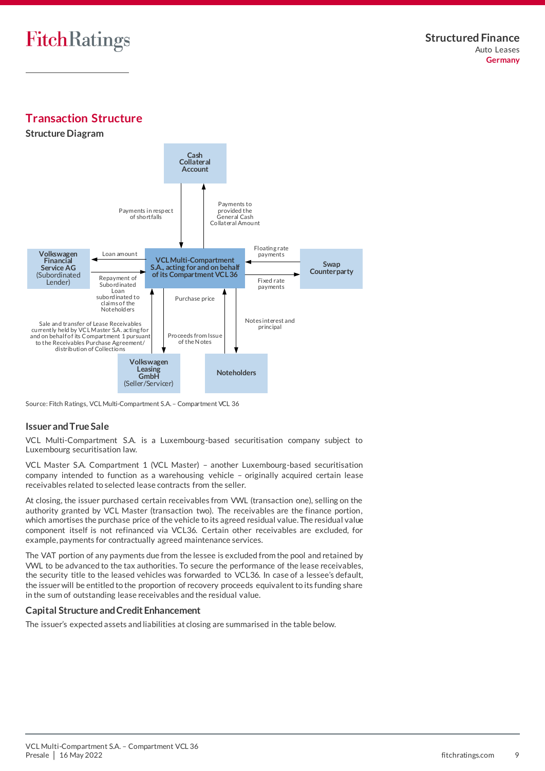## Transaction Structure

### Structure Diagram

Cash Collateral Account

Payments in respect of shortfalls

Payments to provided the General Cash Collateral Amount

Volkswagen Financial Service AG (Subordinated Lender)

Loan amount

Repayment of Subordinated Loan subordinated to claims of the Noteholders

VCL Multi-Compartment S.A., acting for and on behalf of its Compartment VCL 36

Floating rate payments

Fixed rate payments

Swap Counterparty

Sale and transfer of Lease Receivables currently held by VCL Master S.A. acting for and on behalf of its Compartment 1 pursuant to the Receivables Purchase Agreement/ distribution of Collections

Purchase price

Proceeds from Issue of the Notes

Notes interest and principal

Volkswagen Leasing GmbH (Seller/Servicer)

Noteholders

Source: Fitch Ratings, VCL Multi-Compartment S.A. – Compartment VCL 36

### Issuer and True Sale

VCL Multi-Compartment S.A. is a Luxembourg-based securitisation company subject to Luxembourg securitisation law.

VCL Master S.A. Compartment 1 (VCL Master) – another Luxembourg-based securitisation company intended to function as a warehousing vehicle – originally acquired certain lease receivables related to selected lease contracts from the seller.

At closing, the issuer purchased certain receivables from VWL (transaction one), selling on the authority granted by VCL Master (transaction two). The receivables are the finance portion, which amortises the purchase price of the vehicle to its agreed residual value. The residual value component itself is not refinanced via VCL36. Certain other receivables are excluded, for example, payments for contractually agreed maintenance services.

The VAT portion of any payments due from the lessee is excluded from the pool and retained by VWL to be advanced to the tax authorities. To secure the performance of the lease receivables, the security title to the leased vehicles was forwarded to VCL36. In case of a lessee's default, the issuer will be entitled to the proportion of recovery proceeds equivalent to its funding share in the sum of outstanding lease receivables and the residual value.

### Capital Structure and Credit Enhancement

The issuer's expected assets and liabilities at closing are summarised in the table below.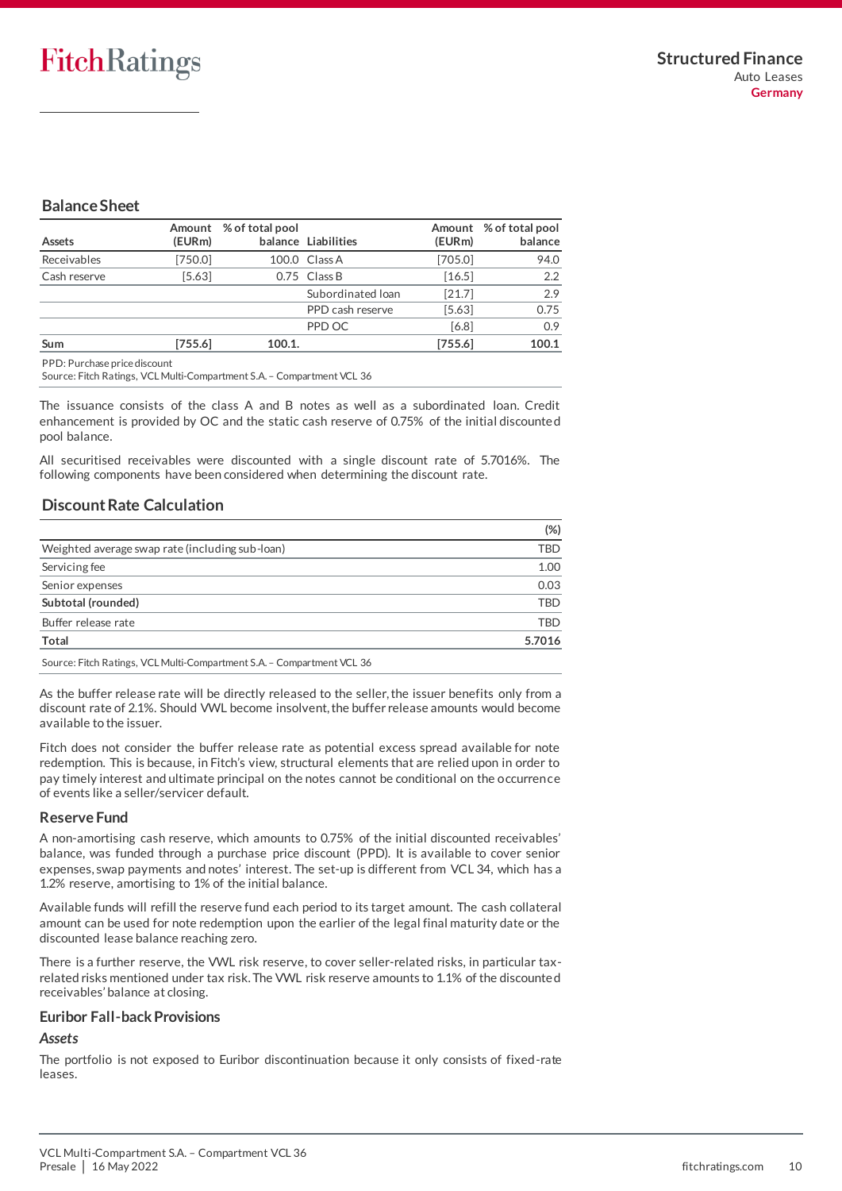### Balance Sheet

| Assets | Amount (EURm) | % of total pool balance | Liabilities | Amount (EURm) | % of total pool balance |
|---|---|---|---|---|---|
| Receivables | [750.0] | 100.0 | Class A | [705.0] | 94.0 |
| Cash reserve | [5.63] | 0.75 | Class B | [16.5] | 2.2 |
| | | | Subordinated loan | [21.7] | 2.9 |
| | | | PPD cash reserve | [5.63] | 0.75 |
| | | | PPD OC | [6.8] | 0.9 |
| **Sum** | **[755.6]** | **100.1.** | | **[755.6]** | **100.1** |

PPD: Purchase price discount
Source: Fitch Ratings, VCL Multi-Compartment S.A. – Compartment VCL 36

The issuance consists of the class A and B notes as well as a subordinated loan. Credit enhancement is provided by OC and the static cash reserve of 0.75% of the initial discounted pool balance.

All securitised receivables were discounted with a single discount rate of 5.7016%. The following components have been considered when determining the discount rate.

### Discount Rate Calculation

| | (%) |
|---|---|
| Weighted average swap rate (including sub-loan) | TBD |
| Servicing fee | 1.00 |
| Senior expenses | 0.03 |
| **Subtotal (rounded)** | TBD |
| Buffer release rate | TBD |
| **Total** | **5.7016** |

Source: Fitch Ratings, VCL Multi-Compartment S.A. – Compartment VCL 36

As the buffer release rate will be directly released to the seller, the issuer benefits only from a discount rate of 2.1%. Should VWL become insolvent, the buffer release amounts would become available to the issuer.

Fitch does not consider the buffer release rate as potential excess spread available for note redemption. This is because, in Fitch's view, structural elements that are relied upon in order to pay timely interest and ultimate principal on the notes cannot be conditional on the occurrence of events like a seller/servicer default.

### Reserve Fund

A non-amortising cash reserve, which amounts to 0.75% of the initial discounted receivables' balance, was funded through a purchase price discount (PPD). It is available to cover senior expenses, swap payments and notes' interest. The set-up is different from VCL 34, which has a 1.2% reserve, amortising to 1% of the initial balance.

Available funds will refill the reserve fund each period to its target amount. The cash collateral amount can be used for note redemption upon the earlier of the legal final maturity date or the discounted lease balance reaching zero.

There is a further reserve, the VWL risk reserve, to cover seller-related risks, in particular tax-related risks mentioned under tax risk. The VWL risk reserve amounts to 1.1% of the discounted receivables' balance at closing.

### Euribor Fall-back Provisions

#### *Assets*

The portfolio is not exposed to Euribor discontinuation because it only consists of fixed-rate leases.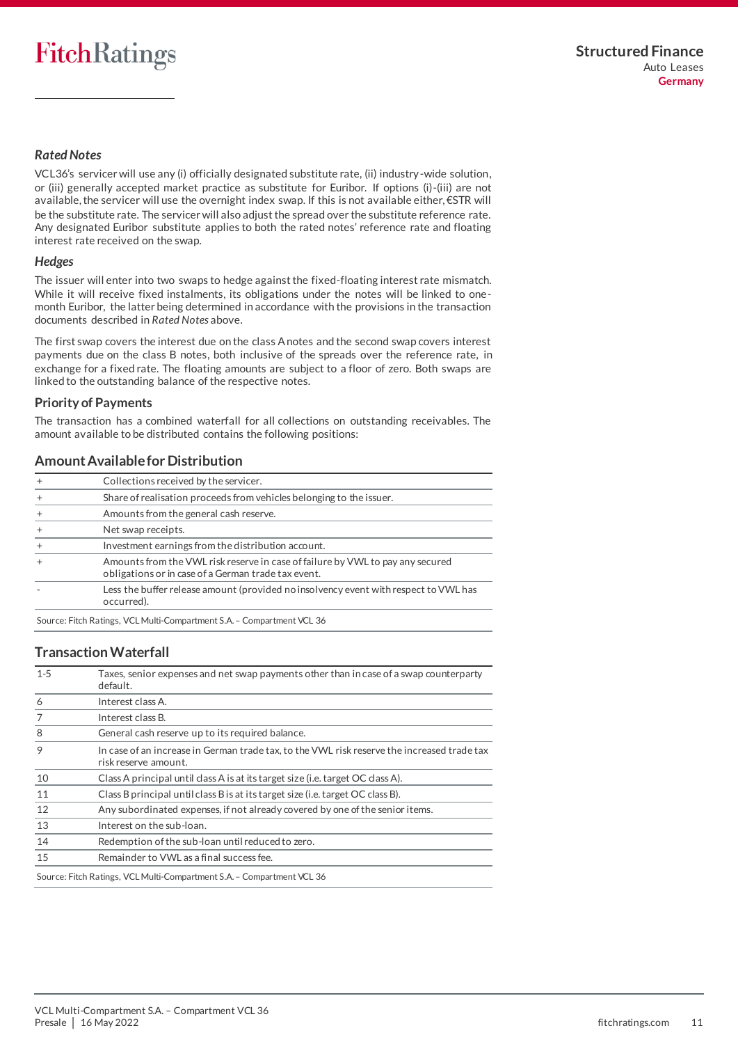### *Rated Notes*

VCL36's servicer will use any (i) officially designated substitute rate, (ii) industry-wide solution, or (iii) generally accepted market practice as substitute for Euribor. If options (i)-(iii) are not available, the servicer will use the overnight index swap. If this is not available either, €STR will be the substitute rate. The servicer will also adjust the spread over the substitute reference rate. Any designated Euribor substitute applies to both the rated notes' reference rate and floating interest rate received on the swap.

### *Hedges*

The issuer will enter into two swaps to hedge against the fixed-floating interest rate mismatch. While it will receive fixed instalments, its obligations under the notes will be linked to one-month Euribor, the latter being determined in accordance with the provisions in the transaction documents described in *Rated Notes* above.

The first swap covers the interest due on the class A notes and the second swap covers interest payments due on the class B notes, both inclusive of the spreads over the reference rate, in exchange for a fixed rate. The floating amounts are subject to a floor of zero. Both swaps are linked to the outstanding balance of the respective notes.

## Priority of Payments

The transaction has a combined waterfall for all collections on outstanding receivables. The amount available to be distributed contains the following positions:

### Amount Available for Distribution

| | |
|---|---|
| + | Collections received by the servicer. |
| + | Share of realisation proceeds from vehicles belonging to the issuer. |
| + | Amounts from the general cash reserve. |
| + | Net swap receipts. |
| + | Investment earnings from the distribution account. |
| + | Amounts from the VWL risk reserve in case of failure by VWL to pay any secured obligations or in case of a German trade tax event. |
| - | Less the buffer release amount (provided no insolvency event with respect to VWL has occurred). |

Source: Fitch Ratings, VCL Multi-Compartment S.A. – Compartment VCL 36

### Transaction Waterfall

| | |
|---|---|
| 1-5 | Taxes, senior expenses and net swap payments other than in case of a swap counterparty default. |
| 6 | Interest class A. |
| 7 | Interest class B. |
| 8 | General cash reserve up to its required balance. |
| 9 | In case of an increase in German trade tax, to the VWL risk reserve the increased trade tax risk reserve amount. |
| 10 | Class A principal until class A is at its target size (i.e. target OC class A). |
| 11 | Class B principal until class B is at its target size (i.e. target OC class B). |
| 12 | Any subordinated expenses, if not already covered by one of the senior items. |
| 13 | Interest on the sub-loan. |
| 14 | Redemption of the sub-loan until reduced to zero. |
| 15 | Remainder to VWL as a final success fee. |

Source: Fitch Ratings, VCL Multi-Compartment S.A. – Compartment VCL 36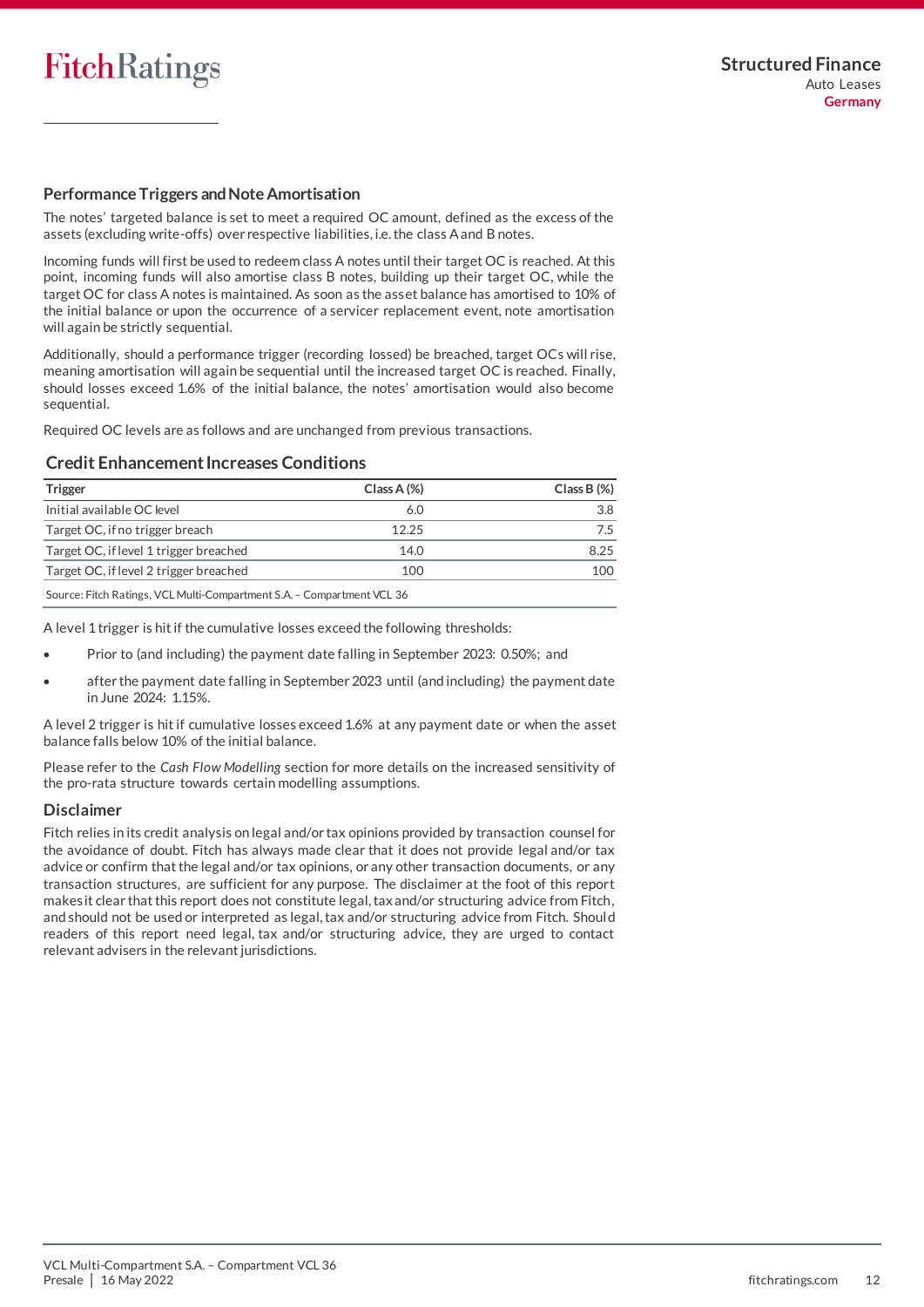## Performance Triggers and Note Amortisation

The notes' targeted balance is set to meet a required OC amount, defined as the excess of the assets (excluding write-offs) over respective liabilities, i.e. the class A and B notes.

Incoming funds will first be used to redeem class A notes until their target OC is reached. At this point, incoming funds will also amortise class B notes, building up their target OC, while the target OC for class A notes is maintained. As soon as the asset balance has amortised to 10% of the initial balance or upon the occurrence of a servicer replacement event, note amortisation will again be strictly sequential.

Additionally, should a performance trigger (recording lossed) be breached, target OCs will rise, meaning amortisation will again be sequential until the increased target OC is reached. Finally, should losses exceed 1.6% of the initial balance, the notes' amortisation would also become sequential.

Required OC levels are as follows and are unchanged from previous transactions.

### Credit Enhancement Increases Conditions

| Trigger | Class A (%) | Class B (%) |
|---|---|---|
| Initial available OC level | 6.0 | 3.8 |
| Target OC, if no trigger breach | 12.25 | 7.5 |
| Target OC, if level 1 trigger breached | 14.0 | 8.25 |
| Target OC, if level 2 trigger breached | 100 | 100 |

Source: Fitch Ratings, VCL Multi-Compartment S.A. – Compartment VCL 36

A level 1 trigger is hit if the cumulative losses exceed the following thresholds:

- Prior to (and including) the payment date falling in September 2023: 0.50%; and
- after the payment date falling in September 2023 until (and including) the payment date in June 2024: 1.15%.

A level 2 trigger is hit if cumulative losses exceed 1.6% at any payment date or when the asset balance falls below 10% of the initial balance.

Please refer to the *Cash Flow Modelling* section for more details on the increased sensitivity of the pro-rata structure towards certain modelling assumptions.

## Disclaimer

Fitch relies in its credit analysis on legal and/or tax opinions provided by transaction counsel for the avoidance of doubt. Fitch has always made clear that it does not provide legal and/or tax advice or confirm that the legal and/or tax opinions, or any other transaction documents, or any transaction structures, are sufficient for any purpose. The disclaimer at the foot of this report makes it clear that this report does not constitute legal, tax and/or structuring advice from Fitch, and should not be used or interpreted as legal, tax and/or structuring advice from Fitch. Should readers of this report need legal, tax and/or structuring advice, they are urged to contact relevant advisers in the relevant jurisdictions.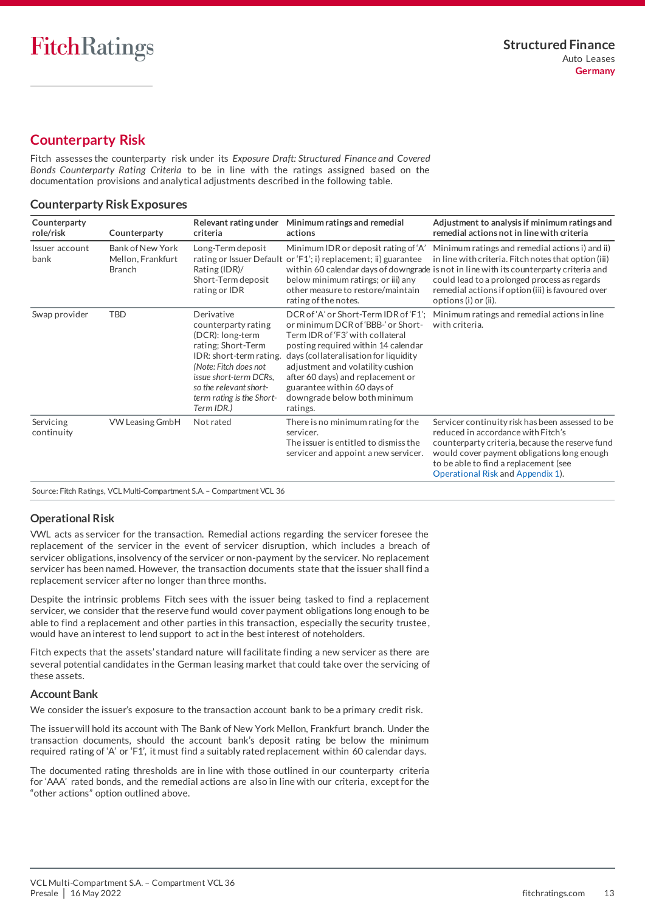## Counterparty Risk

Fitch assesses the counterparty risk under its *Exposure Draft: Structured Finance and Covered Bonds Counterparty Rating Criteria* to be in line with the ratings assigned based on the documentation provisions and analytical adjustments described in the following table.

### Counterparty Risk Exposures

| Counterparty role/risk | Counterparty | Relevant rating under criteria | Minimum ratings and remedial actions | Adjustment to analysis if minimum ratings and remedial actions not in line with criteria |
|---|---|---|---|---|
| Issuer account bank | Bank of New York Mellon, Frankfurt Branch | Long-Term deposit rating or Issuer Default Rating (IDR)/ Short-Term deposit rating or IDR | Minimum IDR or deposit rating of 'A' or 'F1'; i) replacement; ii) guarantee within 60 calendar days of downgrade below minimum ratings; or iii) any other measure to restore/maintain rating of the notes. | Minimum ratings and remedial actions i) and ii) in line with criteria. Fitch notes that option (iii) is not in line with its counterparty criteria and could lead to a prolonged process as regards remedial actions if option (iii) is favoured over options (i) or (ii). |
| Swap provider | TBD | Derivative counterparty rating (DCR): long-term rating; Short-Term IDR: short-term rating. *(Note: Fitch does not issue short-term DCRs, so the relevant short-term rating is the Short-Term IDR.)* | DCR of 'A' or Short-Term IDR of 'F1'; or minimum DCR of 'BBB-' or Short-Term IDR of 'F3' with collateral posting required within 14 calendar days (collateralisation for liquidity adjustment and volatility cushion after 60 days) and replacement or guarantee within 60 days of downgrade below both minimum ratings. | Minimum ratings and remedial actions in line with criteria. |
| Servicing continuity | VW Leasing GmbH | Not rated | There is no minimum rating for the servicer. The issuer is entitled to dismiss the servicer and appoint a new servicer. | Servicer continuity risk has been assessed to be reduced in accordance with Fitch's counterparty criteria, because the reserve fund would cover payment obligations long enough to be able to find a replacement (see Operational Risk and Appendix 1). |

Source: Fitch Ratings, VCL Multi-Compartment S.A. – Compartment VCL 36

### Operational Risk

VWL acts as servicer for the transaction. Remedial actions regarding the servicer foresee the replacement of the servicer in the event of servicer disruption, which includes a breach of servicer obligations, insolvency of the servicer or non-payment by the servicer. No replacement servicer has been named. However, the transaction documents state that the issuer shall find a replacement servicer after no longer than three months.

Despite the intrinsic problems Fitch sees with the issuer being tasked to find a replacement servicer, we consider that the reserve fund would cover payment obligations long enough to be able to find a replacement and other parties in this transaction, especially the security trustee, would have an interest to lend support to act in the best interest of noteholders.

Fitch expects that the assets' standard nature will facilitate finding a new servicer as there are several potential candidates in the German leasing market that could take over the servicing of these assets.

### Account Bank

We consider the issuer's exposure to the transaction account bank to be a primary credit risk.

The issuer will hold its account with The Bank of New York Mellon, Frankfurt branch. Under the transaction documents, should the account bank's deposit rating be below the minimum required rating of 'A' or 'F1', it must find a suitably rated replacement within 60 calendar days.

The documented rating thresholds are in line with those outlined in our counterparty criteria for 'AAA' rated bonds, and the remedial actions are also in line with our criteria, except for the "other actions" option outlined above.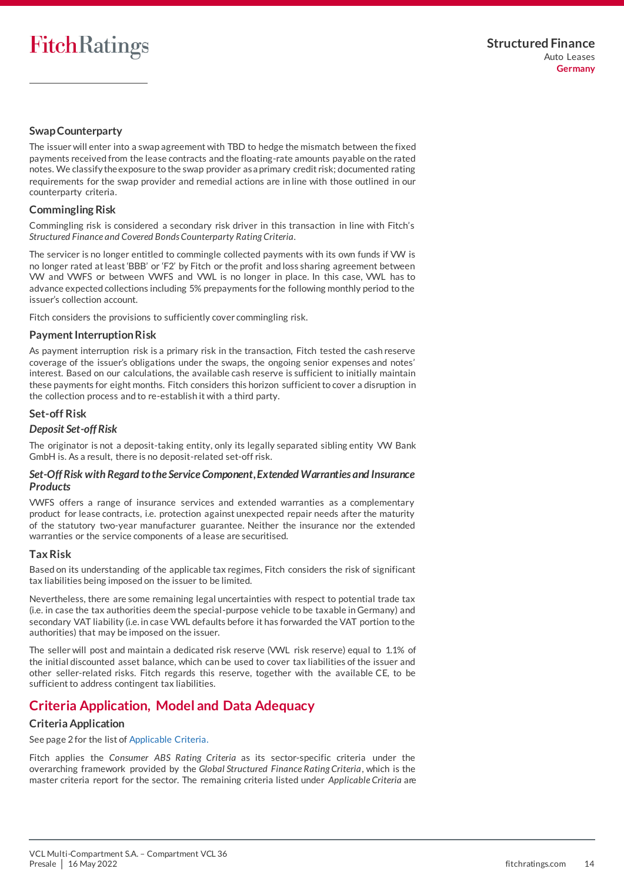### Swap Counterparty

The issuer will enter into a swap agreement with TBD to hedge the mismatch between the fixed payments received from the lease contracts and the floating-rate amounts payable on the rated notes. We classify the exposure to the swap provider as a primary credit risk; documented rating requirements for the swap provider and remedial actions are in line with those outlined in our counterparty criteria.

### Commingling Risk

Commingling risk is considered a secondary risk driver in this transaction in line with Fitch's *Structured Finance and Covered Bonds Counterparty Rating Criteria*.

The servicer is no longer entitled to commingle collected payments with its own funds if VW is no longer rated at least 'BBB' or 'F2' by Fitch or the profit and loss sharing agreement between VW and VWFS or between VWFS and VWL is no longer in place. In this case, VWL has to advance expected collections including 5% prepayments for the following monthly period to the issuer's collection account.

Fitch considers the provisions to sufficiently cover commingling risk.

### Payment Interruption Risk

As payment interruption risk is a primary risk in the transaction, Fitch tested the cash reserve coverage of the issuer's obligations under the swaps, the ongoing senior expenses and notes' interest. Based on our calculations, the available cash reserve is sufficient to initially maintain these payments for eight months. Fitch considers this horizon sufficient to cover a disruption in the collection process and to re-establish it with a third party.

### Set-off Risk

#### *Deposit Set-off Risk*

The originator is not a deposit-taking entity, only its legally separated sibling entity VW Bank GmbH is. As a result, there is no deposit-related set-off risk.

#### *Set-Off Risk with Regard to the Service Component, Extended Warranties and Insurance Products*

VWFS offers a range of insurance services and extended warranties as a complementary product for lease contracts, i.e. protection against unexpected repair needs after the maturity of the statutory two-year manufacturer guarantee. Neither the insurance nor the extended warranties or the service components of a lease are securitised.

### Tax Risk

Based on its understanding of the applicable tax regimes, Fitch considers the risk of significant tax liabilities being imposed on the issuer to be limited.

Nevertheless, there are some remaining legal uncertainties with respect to potential trade tax (i.e. in case the tax authorities deem the special-purpose vehicle to be taxable in Germany) and secondary VAT liability (i.e. in case VWL defaults before it has forwarded the VAT portion to the authorities) that may be imposed on the issuer.

The seller will post and maintain a dedicated risk reserve (VWL risk reserve) equal to 1.1% of the initial discounted asset balance, which can be used to cover tax liabilities of the issuer and other seller-related risks. Fitch regards this reserve, together with the available CE, to be sufficient to address contingent tax liabilities.

## Criteria Application, Model and Data Adequacy

### Criteria Application

See page 2 for the list of Applicable Criteria.

Fitch applies the *Consumer ABS Rating Criteria* as its sector-specific criteria under the overarching framework provided by the *Global Structured Finance Rating Criteria*, which is the master criteria report for the sector. The remaining criteria listed under *Applicable Criteria* are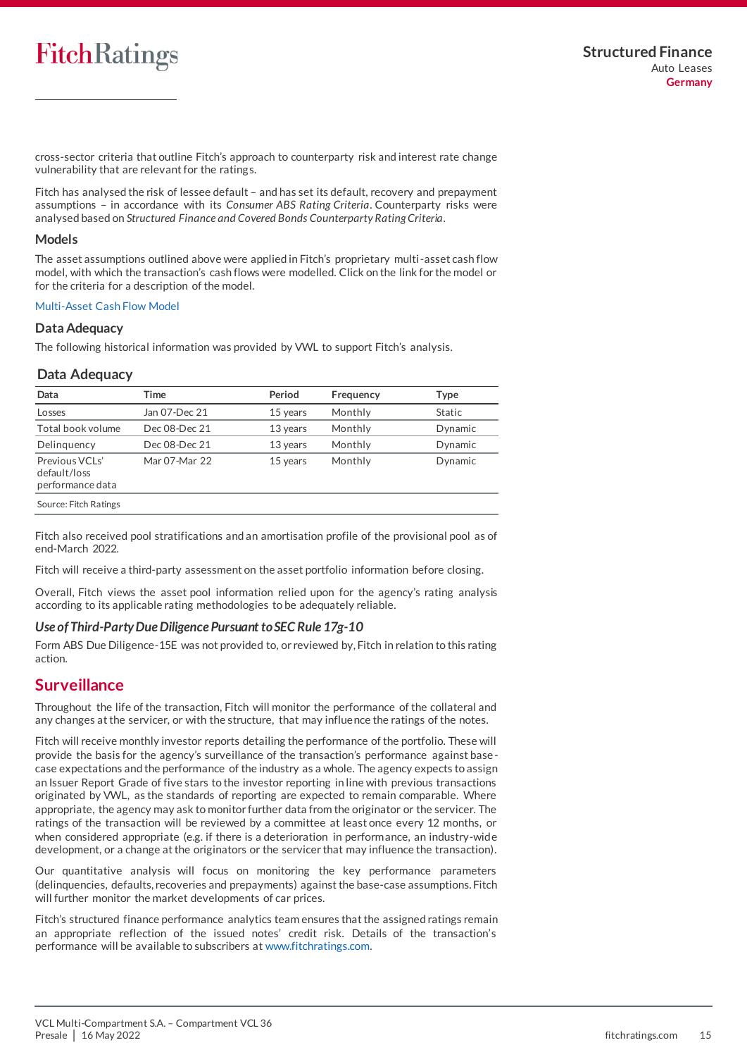cross-sector criteria that outline Fitch's approach to counterparty risk and interest rate change vulnerability that are relevant for the ratings.

Fitch has analysed the risk of lessee default – and has set its default, recovery and prepayment assumptions – in accordance with its *Consumer ABS Rating Criteria*. Counterparty risks were analysed based on *Structured Finance and Covered Bonds Counterparty Rating Criteria*.

### Models

The asset assumptions outlined above were applied in Fitch's proprietary multi-asset cash flow model, with which the transaction's cash flows were modelled. Click on the link for the model or for the criteria for a description of the model.

Multi-Asset Cash Flow Model

### Data Adequacy

The following historical information was provided by VWL to support Fitch's analysis.

**Data Adequacy**

| Data | Time | Period | Frequency | Type |
|---|---|---|---|---|
| Losses | Jan 07-Dec 21 | 15 years | Monthly | Static |
| Total book volume | Dec 08-Dec 21 | 13 years | Monthly | Dynamic |
| Delinquency | Dec 08-Dec 21 | 13 years | Monthly | Dynamic |
| Previous VCLs' default/loss performance data | Mar 07-Mar 22 | 15 years | Monthly | Dynamic |

Source: Fitch Ratings

Fitch also received pool stratifications and an amortisation profile of the provisional pool as of end-March 2022.

Fitch will receive a third-party assessment on the asset portfolio information before closing.

Overall, Fitch views the asset pool information relied upon for the agency's rating analysis according to its applicable rating methodologies to be adequately reliable.

#### *Use of Third-Party Due Diligence Pursuant to SEC Rule 17g-10*

Form ABS Due Diligence-15E was not provided to, or reviewed by, Fitch in relation to this rating action.

## Surveillance

Throughout the life of the transaction, Fitch will monitor the performance of the collateral and any changes at the servicer, or with the structure, that may influence the ratings of the notes.

Fitch will receive monthly investor reports detailing the performance of the portfolio. These will provide the basis for the agency's surveillance of the transaction's performance against base-case expectations and the performance of the industry as a whole. The agency expects to assign an Issuer Report Grade of five stars to the investor reporting in line with previous transactions originated by VWL, as the standards of reporting are expected to remain comparable. Where appropriate, the agency may ask to monitor further data from the originator or the servicer. The ratings of the transaction will be reviewed by a committee at least once every 12 months, or when considered appropriate (e.g. if there is a deterioration in performance, an industry-wide development, or a change at the originators or the servicer that may influence the transaction).

Our quantitative analysis will focus on monitoring the key performance parameters (delinquencies, defaults, recoveries and prepayments) against the base-case assumptions. Fitch will further monitor the market developments of car prices.

Fitch's structured finance performance analytics team ensures that the assigned ratings remain an appropriate reflection of the issued notes' credit risk. Details of the transaction's performance will be available to subscribers at www.fitchratings.com.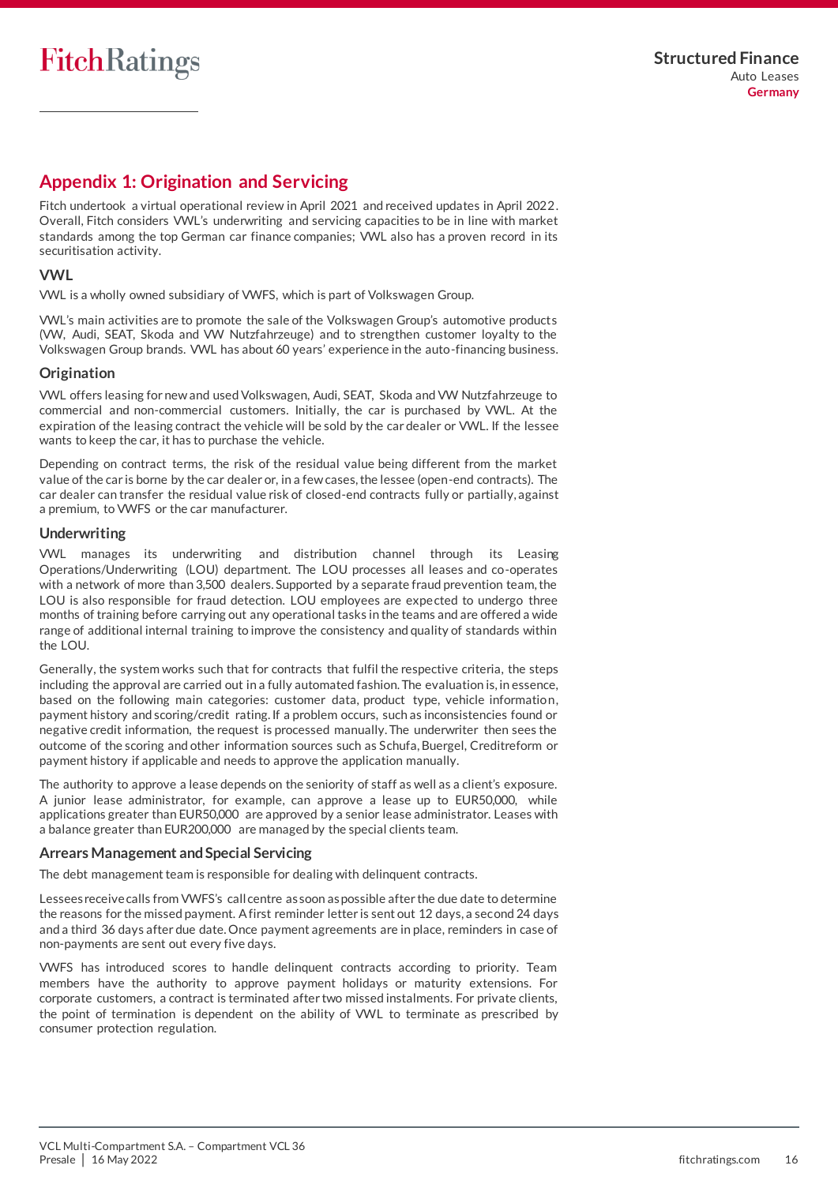## Appendix 1: Origination and Servicing

Fitch undertook a virtual operational review in April 2021 and received updates in April 2022. Overall, Fitch considers VWL's underwriting and servicing capacities to be in line with market standards among the top German car finance companies; VWL also has a proven record in its securitisation activity.

### VWL

VWL is a wholly owned subsidiary of VWFS, which is part of Volkswagen Group.

VWL's main activities are to promote the sale of the Volkswagen Group's automotive products (VW, Audi, SEAT, Skoda and VW Nutzfahrzeuge) and to strengthen customer loyalty to the Volkswagen Group brands. VWL has about 60 years' experience in the auto-financing business.

### Origination

VWL offers leasing for new and used Volkswagen, Audi, SEAT, Skoda and VW Nutzfahrzeuge to commercial and non-commercial customers. Initially, the car is purchased by VWL. At the expiration of the leasing contract the vehicle will be sold by the car dealer or VWL. If the lessee wants to keep the car, it has to purchase the vehicle.

Depending on contract terms, the risk of the residual value being different from the market value of the car is borne by the car dealer or, in a few cases, the lessee (open-end contracts). The car dealer can transfer the residual value risk of closed-end contracts fully or partially, against a premium, to VWFS or the car manufacturer.

### Underwriting

VWL manages its underwriting and distribution channel through its Leasing Operations/Underwriting (LOU) department. The LOU processes all leases and co-operates with a network of more than 3,500 dealers. Supported by a separate fraud prevention team, the LOU is also responsible for fraud detection. LOU employees are expected to undergo three months of training before carrying out any operational tasks in the teams and are offered a wide range of additional internal training to improve the consistency and quality of standards within the LOU.

Generally, the system works such that for contracts that fulfil the respective criteria, the steps including the approval are carried out in a fully automated fashion. The evaluation is, in essence, based on the following main categories: customer data, product type, vehicle information, payment history and scoring/credit rating. If a problem occurs, such as inconsistencies found or negative credit information, the request is processed manually. The underwriter then sees the outcome of the scoring and other information sources such as Schufa, Buergel, Creditreform or payment history if applicable and needs to approve the application manually.

The authority to approve a lease depends on the seniority of staff as well as a client's exposure. A junior lease administrator, for example, can approve a lease up to EUR50,000, while applications greater than EUR50,000 are approved by a senior lease administrator. Leases with a balance greater than EUR200,000 are managed by the special clients team.

### Arrears Management and Special Servicing

The debt management team is responsible for dealing with delinquent contracts.

Lessees receive calls from VWFS's call centre as soon as possible after the due date to determine the reasons for the missed payment. A first reminder letter is sent out 12 days, a second 24 days and a third 36 days after due date. Once payment agreements are in place, reminders in case of non-payments are sent out every five days.

VWFS has introduced scores to handle delinquent contracts according to priority. Team members have the authority to approve payment holidays or maturity extensions. For corporate customers, a contract is terminated after two missed instalments. For private clients, the point of termination is dependent on the ability of VWL to terminate as prescribed by consumer protection regulation.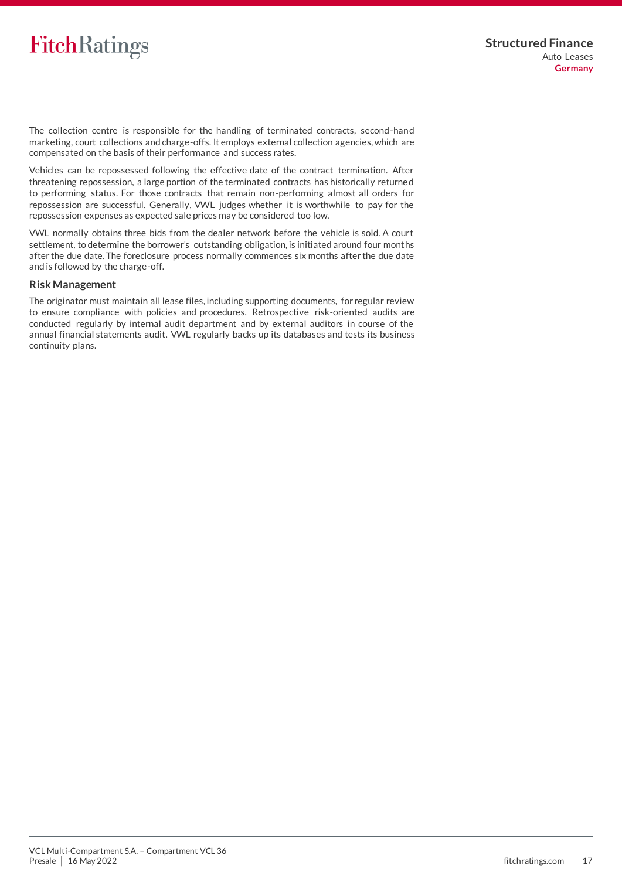The collection centre is responsible for the handling of terminated contracts, second-hand marketing, court collections and charge-offs. It employs external collection agencies, which are compensated on the basis of their performance and success rates.

Vehicles can be repossessed following the effective date of the contract termination. After threatening repossession, a large portion of the terminated contracts has historically returned to performing status. For those contracts that remain non-performing almost all orders for repossession are successful. Generally, VWL judges whether it is worthwhile to pay for the repossession expenses as expected sale prices may be considered too low.

VWL normally obtains three bids from the dealer network before the vehicle is sold. A court settlement, to determine the borrower's outstanding obligation, is initiated around four months after the due date. The foreclosure process normally commences six months after the due date and is followed by the charge-off.

## Risk Management

The originator must maintain all lease files, including supporting documents, for regular review to ensure compliance with policies and procedures. Retrospective risk-oriented audits are conducted regularly by internal audit department and by external auditors in course of the annual financial statements audit. VWL regularly backs up its databases and tests its business continuity plans.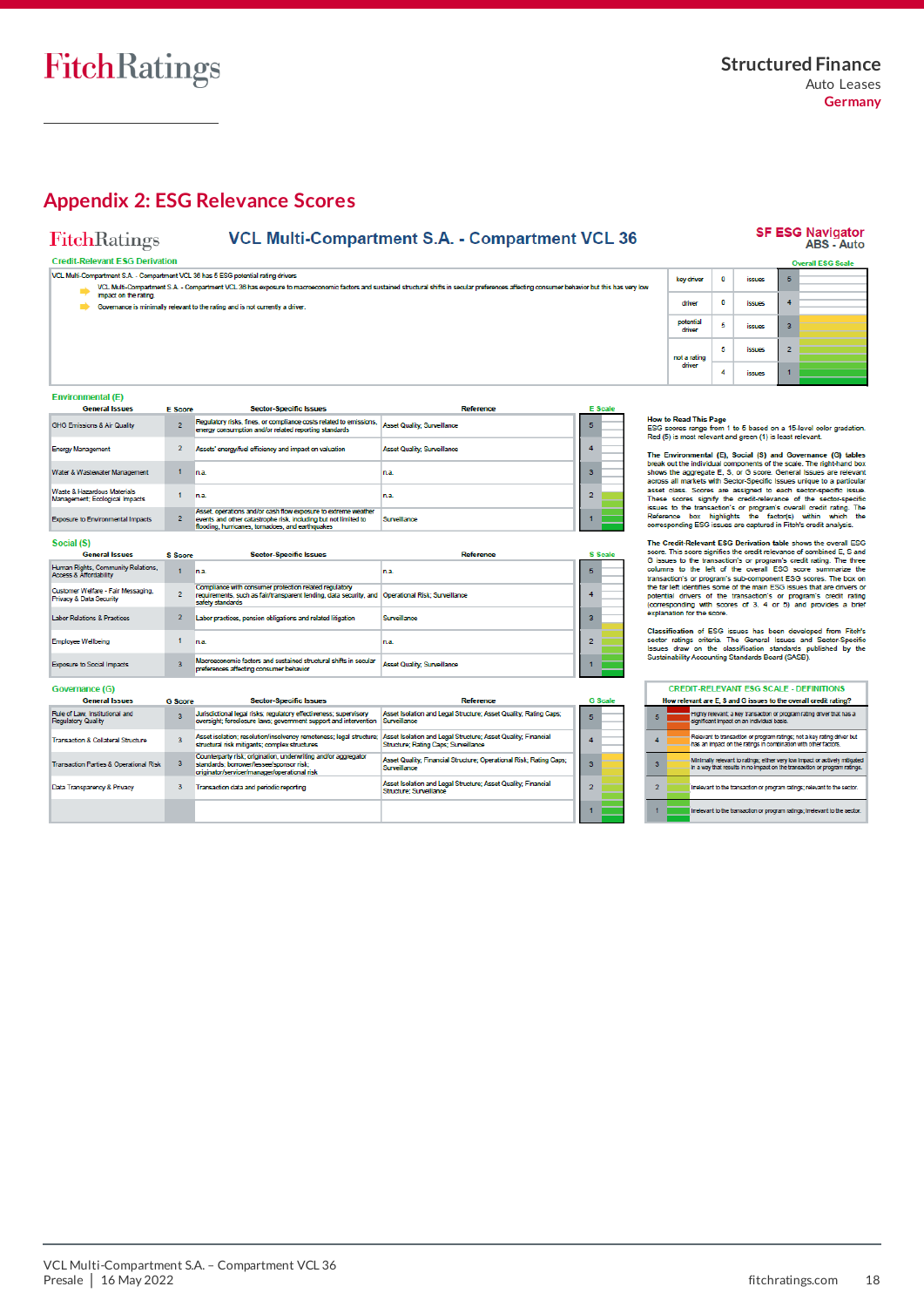## Appendix 2: ESG Relevance Scores

**VCL Multi-Compartment S.A. - Compartment VCL 36**

**SF ESG Navigator**
**ABS - Auto**

### Credit-Relevant ESG Derivation

VCL Multi-Compartment S.A. - Compartment VCL 36 has 5 ESG potential rating drivers

- VCL Multi-Compartment S.A. - Compartment VCL 36 has exposure to macroeconomic factors and sustained structural shifts in secular preferences affecting consumer behavior but this has very low impact on the rating.
- Governance is minimally relevant to the rating and is not currently a driver.

**Overall ESG Scale**

| | | | |
|---|---|---|---|
| key driver | 0 | issues | 5 |
| driver | 0 | issues | 4 |
| potential driver | 5 | issues | 3 |
| not a rating driver | 5 | issues | 2 |
| | 4 | issues | 1 |

### Environmental (E)

| General Issues | E Score | Sector-Specific Issues | Reference | E Scale |
|---|---|---|---|---|
| GHG Emissions & Air Quality | 2 | Regulatory risks, fines, or compliance costs related to emissions, energy consumption and/or related reporting standards | Asset Quality; Surveillance | 5 |
| Energy Management | 2 | Assets' energy/fuel efficiency and impact on valuation | Asset Quality; Surveillance | 4 |
| Water & Wastewater Management | 1 | n.a. | n.a. | 3 |
| Waste & Hazardous Materials Management; Ecological Impacts | 1 | n.a. | n.a. | 2 |
| Exposure to Environmental Impacts | 2 | Asset, operations and/or cash flow exposure to extreme weather events and other catastrophe risk, including but not limited to flooding, hurricanes, tornadoes, and earthquakes | Surveillance | 1 |

### Social (S)

| General Issues | S Score | Sector-Specific Issues | Reference | S Scale |
|---|---|---|---|---|
| Human Rights, Community Relations, Access & Affordability | 1 | n.a. | n.a. | 5 |
| Customer Welfare - Fair Messaging, Privacy & Data Security | 2 | Compliance with consumer protection related regulatory requirements, such as fair/transparent lending, data security, and safety standards | Operational Risk; Surveillance | 4 |
| Labor Relations & Practices | 2 | Labor practices, pension obligations and related litigation | Surveillance | 3 |
| Employee Wellbeing | 1 | n.a. | n.a. | 2 |
| Exposure to Social Impacts | 3 | Macroeconomic factors and sustained structural shifts in secular preferences affecting consumer behavior | Asset Quality; Surveillance | 1 |

### Governance (G)

| General Issues | G Score | Sector-Specific Issues | Reference | G Scale |
|---|---|---|---|---|
| Rule of Law, Institutional and Regulatory Quality | 3 | Jurisdictional legal risks; regulatory effectiveness; supervisory oversight; foreclosure laws; government support and intervention | Asset Isolation and Legal Structure; Asset Quality; Rating Caps; Surveillance | 5 |
| Transaction & Collateral Structure | 3 | Asset isolation; resolution/insolvency remoteness; legal structure; structural risk mitigants; complex structures | Asset Isolation and Legal Structure; Asset Quality; Financial Structure; Rating Caps; Surveillance | 4 |
| Transaction Parties & Operational Risk | 3 | Counterparty risk; origination, underwriting and/or aggregator standards; borrower/lessee/sponsor risk; originator/servicer/manager/operational risk | Asset Quality; Financial Structure; Operational Risk; Rating Caps; Surveillance | 3 |
| Data Transparency & Privacy | 3 | Transaction data and periodic reporting | Asset Isolation and Legal Structure; Asset Quality; Financial Structure; Surveillance | 2 |
| | | | | 1 |

**How to Read This Page**
ESG scores range from 1 to 5 based on a 15-level color gradation. Red (5) is most relevant and green (1) is least relevant.

The Environmental (E), Social (S) and Governance (G) tables break out the individual components of the scale. The right-hand box shows the aggregate E, S, or G score. General Issues are relevant across all markets with Sector-Specific Issues unique to a particular asset class. Scores are assigned to each sector-specific issue. These scores signify the credit-relevance of the sector-specific issues to the transaction's or program's overall credit rating. The Reference box highlights the factor(s) within which the corresponding ESG issues are captured in Fitch's credit analysis.

The Credit-Relevant ESG Derivation table shows the overall ESG score. This score signifies the credit relevance of combined E, S and G issues to the transaction's or program's credit rating. The three columns to the left of the overall ESG score summarize the transaction's or program's sub-component ESG scores. The box on the far left identifies some of the main ESG issues that are drivers or potential drivers of the transaction's or program's credit rating (corresponding with scores of 3, 4 or 5) and provides a brief explanation for the score.

Classification of ESG issues has been developed from Fitch's sector ratings criteria. The General Issues and Sector-Specific Issues draw on the classification standards published by the Sustainability Accounting Standards Board (SASB).

### CREDIT-RELEVANT ESG SCALE - DEFINITIONS

**How relevant are E, S and G issues to the overall credit rating?**

| Score | Definition |
|---|---|
| 5 | Highly relevant, a key transaction or program rating driver that has a significant impact on an individual basis. |
| 4 | Relevant to transaction or program ratings; not a key rating driver but has an impact on the ratings in combination with other factors. |
| 3 | Minimally relevant to ratings, either very low impact or actively mitigated in a way that results in no impact on the transaction or program ratings. |
| 2 | Irrelevant to the transaction or program ratings; relevant to the sector. |
| 1 | Irrelevant to the transaction or program ratings; irrelevant to the sector. |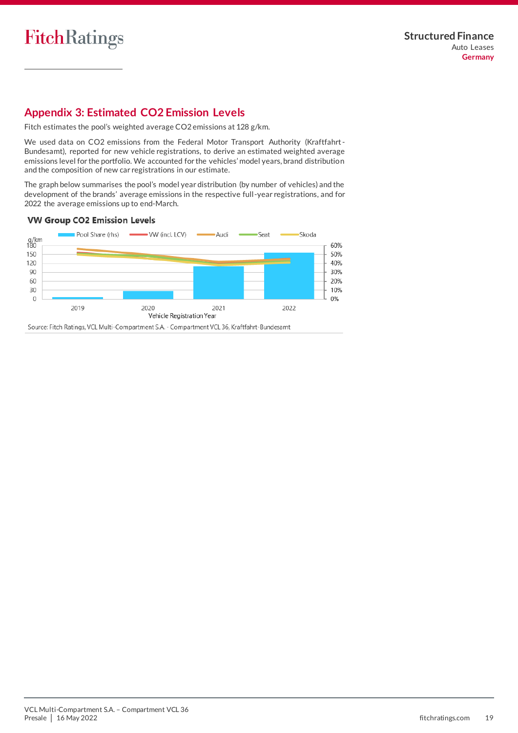## Appendix 3: Estimated CO2 Emission Levels

Fitch estimates the pool's weighted average CO2 emissions at 128 g/km.

We used data on CO2 emissions from the Federal Motor Transport Authority (Kraftfahrt-Bundesamt), reported for new vehicle registrations, to derive an estimated weighted average emissions level for the portfolio. We accounted for the vehicles' model years, brand distribution and the composition of new car registrations in our estimate.

The graph below summarises the pool's model year distribution (by number of vehicles) and the development of the brands' average emissions in the respective full-year registrations, and for 2022 the average emissions up to end-March.

**VW Group CO2 Emission Levels**

Source: Fitch Ratings, VCL Multi-Compartment S.A. - Compartment VCL 36, Kraftfahrt-Bundesamt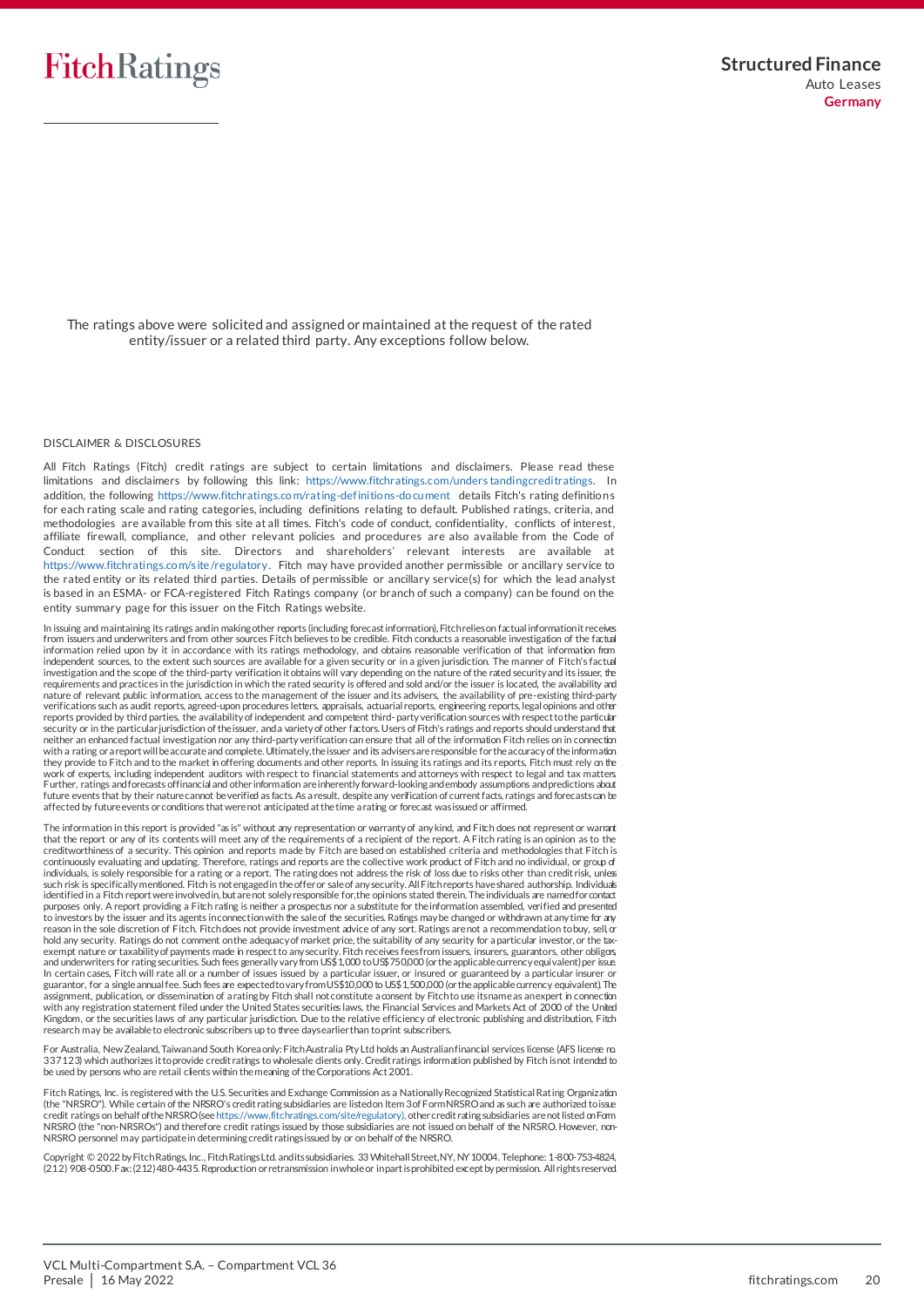The ratings above were solicited and assigned or maintained at the request of the rated entity/issuer or a related third party. Any exceptions follow below.

DISCLAIMER & DISCLOSURES

All Fitch Ratings (Fitch) credit ratings are subject to certain limitations and disclaimers. Please read these limitations and disclaimers by following this link: https://www.fitchratings.com/understandingcreditratings. In addition, the following https://www.fitchratings.com/rating-definitions-document details Fitch's rating definitions for each rating scale and rating categories, including definitions relating to default. Published ratings, criteria, and methodologies are available from this site at all times. Fitch's code of conduct, confidentiality, conflicts of interest, affiliate firewall, compliance, and other relevant policies and procedures are also available from the Code of Conduct section of this site. Directors and shareholders' relevant interests are available at https://www.fitchratings.com/site/regulatory. Fitch may have provided another permissible or ancillary service to the rated entity or its related third parties. Details of permissible or ancillary service(s) for which the lead analyst is based in an ESMA- or FCA-registered Fitch Ratings company (or branch of such a company) can be found on the entity summary page for this issuer on the Fitch Ratings website.

In issuing and maintaining its ratings and in making other reports (including forecast information), Fitch relies on factual information it receives from issuers and underwriters and from other sources Fitch believes to be credible. Fitch conducts a reasonable investigation of the factual information relied upon by it in accordance with its ratings methodology, and obtains reasonable verification of that information from independent sources, to the extent such sources are available for a given security or in a given jurisdiction. The manner of Fitch's factual investigation and the scope of the third-party verification it obtains will vary depending on the nature of the rated security and its issuer, the requirements and practices in the jurisdiction in which the rated security is offered and sold and/or the issuer is located, the availability and nature of relevant public information, access to the management of the issuer and its advisers, the availability of pre-existing third-party verifications such as audit reports, agreed-upon procedures letters, appraisals, actuarial reports, engineering reports, legal opinions and other reports provided by third parties, the availability of independent and competent third- party verification sources with respect to the particular security or in the particular jurisdiction of the issuer, and a variety of other factors. Users of Fitch's ratings and reports should understand that neither an enhanced factual investigation nor any third-party verification can ensure that all of the information Fitch relies on in connection with a rating or a report will be accurate and complete. Ultimately, the issuer and its advisers are responsible for the accuracy of the information they provide to Fitch and to the market in offering documents and other reports. In issuing its ratings and its reports, Fitch must rely on the work of experts, including independent auditors with respect to financial statements and attorneys with respect to legal and tax matters. Further, ratings and forecasts of financial and other information are inherently forward-looking and embody assumptions and predictions about future events that by their nature cannot be verified as facts. As a result, despite any verification of current facts, ratings and forecasts can be affected by future events or conditions that were not anticipated at the time a rating or forecast was issued or affirmed.

The information in this report is provided "as is" without any representation or warranty of any kind, and Fitch does not represent or warrant that the report or any of its contents will meet any of the requirements of a recipient of the report. A Fitch rating is an opinion as to the creditworthiness of a security. This opinion and reports made by Fitch are based on established criteria and methodologies that Fitch is continuously evaluating and updating. Therefore, ratings and reports are the collective work product of Fitch and no individual, or group of individuals, is solely responsible for a rating or a report. The rating does not address the risk of loss due to risks other than credit risk, unless such risk is specifically mentioned. Fitch is not engaged in the offer or sale of any security. All Fitch reports have shared authorship. Individuals identified in a Fitch report were involved in, but are not solely responsible for, the opinions stated therein. The individuals are named for contact purposes only. A report providing a Fitch rating is neither a prospectus nor a substitute for the information assembled, verified and presented to investors by the issuer and its agents in connection with the sale of the securities. Ratings may be changed or withdrawn at any time for any reason in the sole discretion of Fitch. Fitch does not provide investment advice of any sort. Ratings are not a recommendation to buy, sell, or hold any security. Ratings do not comment on the adequacy of market price, the suitability of any security for a particular investor, or the tax-exempt nature or taxability of payments made in respect to any security. Fitch receives fees from issuers, insurers, guarantors, other obligors, and underwriters for rating securities. Such fees generally vary from US$1,000 to US$750,000 (or the applicable currency equivalent) per issue. In certain cases, Fitch will rate all or a number of issues issued by a particular issuer, or insured or guaranteed by a particular insurer or guarantor, for a single annual fee. Such fees are expected to vary from US$10,000 to US$1,500,000 (or the applicable currency equivalent). The assignment, publication, or dissemination of a rating by Fitch shall not constitute a consent by Fitch to use its name as an expert in connection with any registration statement filed under the United States securities laws, the Financial Services and Markets Act of 2000 of the United Kingdom, or the securities laws of any particular jurisdiction. Due to the relative efficiency of electronic publishing and distribution, Fitch research may be available to electronic subscribers up to three days earlier than to print subscribers.

For Australia, New Zealand, Taiwan and South Korea only: Fitch Australia Pty Ltd holds an Australian financial services license (AFS license no. 337123) which authorizes it to provide credit ratings to wholesale clients only. Credit ratings information published by Fitch is not intended to be used by persons who are retail clients within the meaning of the Corporations Act 2001.

Fitch Ratings, Inc. is registered with the U.S. Securities and Exchange Commission as a Nationally Recognized Statistical Rating Organization (the "NRSRO"). While certain of the NRSRO's credit rating subsidiaries are listed on Item 3 of Form NRSRO and as such are authorized to issue credit ratings on behalf of the NRSRO (see https://www.fitchratings.com/site/regulatory), other credit rating subsidiaries are not listed on Form NRSRO (the "non-NRSROs") and therefore credit ratings issued by those subsidiaries are not issued on behalf of the NRSRO. However, non-NRSRO personnel may participate in determining credit ratings issued by or on behalf of the NRSRO.

Copyright © 2022 by Fitch Ratings, Inc., Fitch Ratings Ltd. and its subsidiaries. 33 Whitehall Street, NY, NY 10004. Telephone: 1-800-753-4824, (212) 908-0500. Fax: (212) 480-4435. Reproduction or retransmission in whole or in part is prohibited except by permission. All rights reserved.